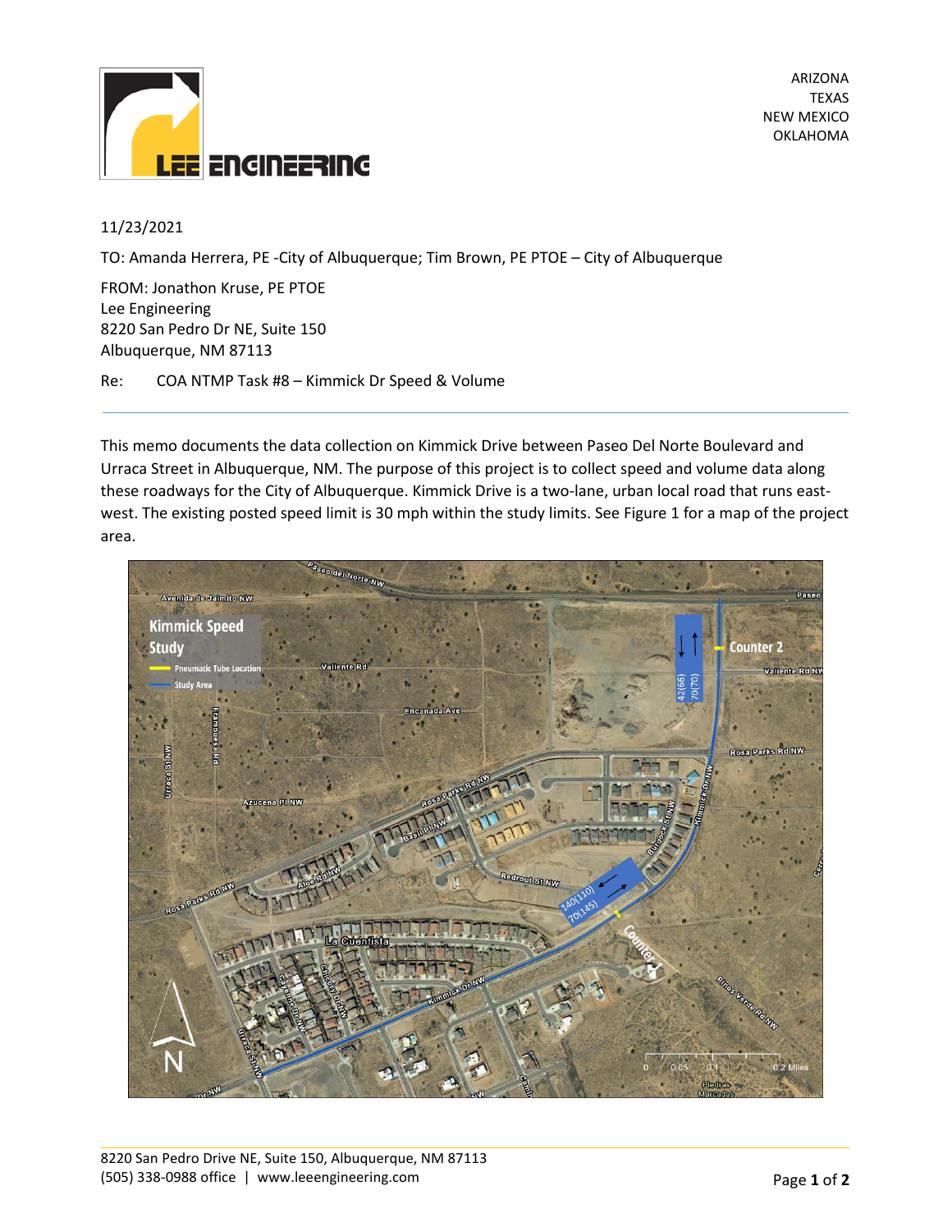ARIZONA
TEXAS
NEW MEXICO
OKLAHOMA

11/23/2021

TO: Amanda Herrera, PE -City of Albuquerque; Tim Brown, PE PTOE – City of Albuquerque

FROM: Jonathon Kruse, PE PTOE
Lee Engineering
8220 San Pedro Dr NE, Suite 150
Albuquerque, NM 87113

Re: COA NTMP Task #8 – Kimmick Dr Speed & Volume

---

This memo documents the data collection on Kimmick Drive between Paseo Del Norte Boulevard and Urraca Street in Albuquerque, NM. The purpose of this project is to collect speed and volume data along these roadways for the City of Albuquerque. Kimmick Drive is a two-lane, urban local road that runs east-west. The existing posted speed limit is 30 mph within the study limits. See Figure 1 for a map of the project area.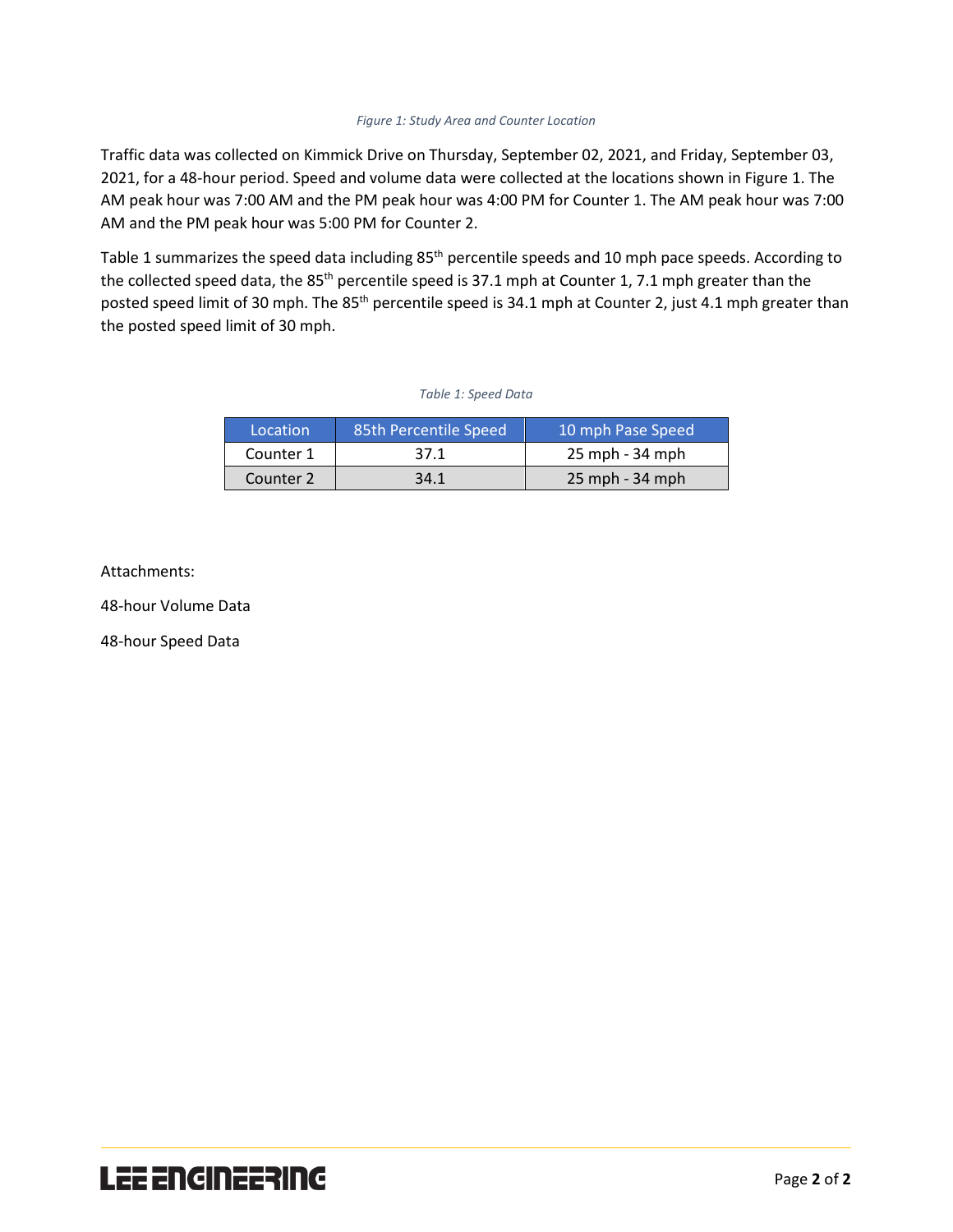*Figure 1: Study Area and Counter Location*

Traffic data was collected on Kimmick Drive on Thursday, September 02, 2021, and Friday, September 03, 2021, for a 48-hour period. Speed and volume data were collected at the locations shown in Figure 1. The AM peak hour was 7:00 AM and the PM peak hour was 4:00 PM for Counter 1. The AM peak hour was 7:00 AM and the PM peak hour was 5:00 PM for Counter 2.

Table 1 summarizes the speed data including 85th percentile speeds and 10 mph pace speeds. According to the collected speed data, the 85th percentile speed is 37.1 mph at Counter 1, 7.1 mph greater than the posted speed limit of 30 mph. The 85th percentile speed is 34.1 mph at Counter 2, just 4.1 mph greater than the posted speed limit of 30 mph.

*Table 1: Speed Data*

| Location | 85th Percentile Speed | 10 mph Pase Speed |
|---|---|---|
| Counter 1 | 37.1 | 25 mph - 34 mph |
| Counter 2 | 34.1 | 25 mph - 34 mph |

Attachments:

48-hour Volume Data

48-hour Speed Data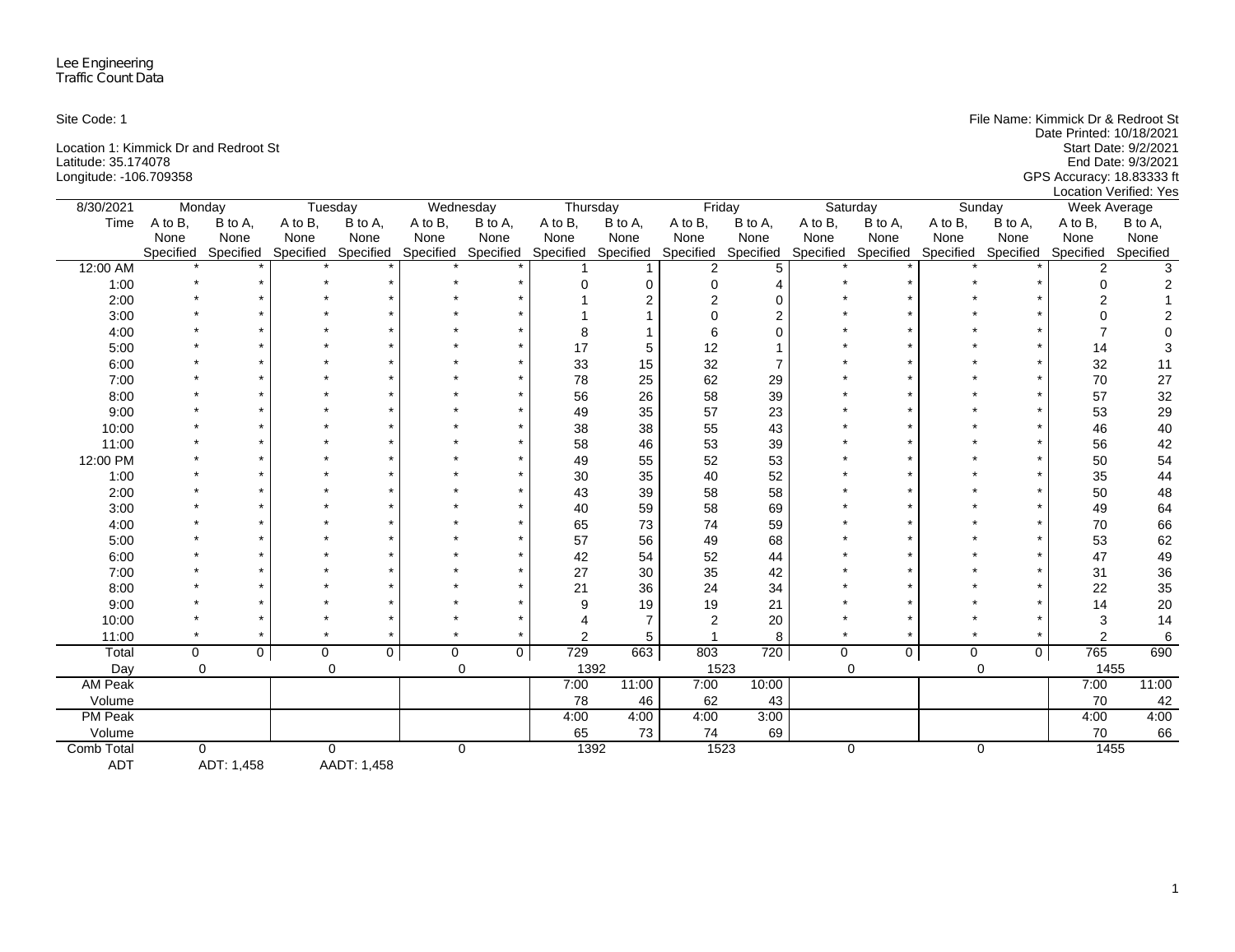Lee Engineering
Traffic Count Data

Site Code: 1

Location 1: Kimmick Dr and Redroot St
Latitude: 35.174078
Longitude: -106.709358

File Name: Kimmick Dr & Redroot St
Date Printed: 10/18/2021
Start Date: 9/2/2021
End Date: 9/3/2021
GPS Accuracy: 18.83333 ft
Location Verified: Yes

| 8/30/2021 | Monday | | Tuesday | | Wednesday | | Thursday | | Friday | | Saturday | | Sunday | | Week Average | |
|---|---|---|---|---|---|---|---|---|---|---|---|---|---|---|---|---|
| Time | A to B, None Specified | B to A, None Specified | A to B, None Specified | B to A, None Specified | A to B, None Specified | B to A, None Specified | A to B, None Specified | B to A, None Specified | A to B, None Specified | B to A, None Specified | A to B, None Specified | B to A, None Specified | A to B, None Specified | B to A, None Specified | A to B, None Specified | B to A, None Specified |
| 12:00 AM | * | * | * | * | * | * | 1 | 1 | 2 | 5 | * | * | * | * | 2 | 3 |
| 1:00 | * | * | * | * | * | * | 0 | 0 | 0 | 4 | * | * | * | * | 0 | 2 |
| 2:00 | * | * | * | * | * | * | 1 | 2 | 2 | 0 | * | * | * | * | 2 | 1 |
| 3:00 | * | * | * | * | * | * | 1 | 1 | 0 | 2 | * | * | * | * | 0 | 2 |
| 4:00 | * | * | * | * | * | * | 8 | 1 | 6 | 0 | * | * | * | * | 7 | 0 |
| 5:00 | * | * | * | * | * | * | 17 | 5 | 12 | 1 | * | * | * | * | 14 | 3 |
| 6:00 | * | * | * | * | * | * | 33 | 15 | 32 | 7 | * | * | * | * | 32 | 11 |
| 7:00 | * | * | * | * | * | * | 78 | 25 | 62 | 29 | * | * | * | * | 70 | 27 |
| 8:00 | * | * | * | * | * | * | 56 | 26 | 58 | 39 | * | * | * | * | 57 | 32 |
| 9:00 | * | * | * | * | * | * | 49 | 35 | 57 | 23 | * | * | * | * | 53 | 29 |
| 10:00 | * | * | * | * | * | * | 38 | 38 | 55 | 43 | * | * | * | * | 46 | 40 |
| 11:00 | * | * | * | * | * | * | 58 | 46 | 53 | 39 | * | * | * | * | 56 | 42 |
| 12:00 PM | * | * | * | * | * | * | 49 | 55 | 52 | 53 | * | * | * | * | 50 | 54 |
| 1:00 | * | * | * | * | * | * | 30 | 35 | 40 | 52 | * | * | * | * | 35 | 44 |
| 2:00 | * | * | * | * | * | * | 43 | 39 | 58 | 58 | * | * | * | * | 50 | 48 |
| 3:00 | * | * | * | * | * | * | 40 | 59 | 58 | 69 | * | * | * | * | 49 | 64 |
| 4:00 | * | * | * | * | * | * | 65 | 73 | 74 | 59 | * | * | * | * | 70 | 66 |
| 5:00 | * | * | * | * | * | * | 57 | 56 | 49 | 68 | * | * | * | * | 53 | 62 |
| 6:00 | * | * | * | * | * | * | 42 | 54 | 52 | 44 | * | * | * | * | 47 | 49 |
| 7:00 | * | * | * | * | * | * | 27 | 30 | 35 | 42 | * | * | * | * | 31 | 36 |
| 8:00 | * | * | * | * | * | * | 21 | 36 | 24 | 34 | * | * | * | * | 22 | 35 |
| 9:00 | * | * | * | * | * | * | 9 | 19 | 19 | 21 | * | * | * | * | 14 | 20 |
| 10:00 | * | * | * | * | * | * | 4 | 7 | 2 | 20 | * | * | * | * | 3 | 14 |
| 11:00 | * | * | * | * | * | * | 2 | 5 | 1 | 8 | * | * | * | * | 2 | 6 |
| Total | 0 | 0 | 0 | 0 | 0 | 0 | 729 | 663 | 803 | 720 | 0 | 0 | 0 | 0 | 765 | 690 |
| Day | 0 | | 0 | | 0 | | 1392 | | 1523 | | 0 | | 0 | | 1455 | |
| AM Peak | | | | | | | 7:00 | 11:00 | 7:00 | 10:00 | | | | | 7:00 | 11:00 |
| Volume | | | | | | | 78 | 46 | 62 | 43 | | | | | 70 | 42 |
| PM Peak | | | | | | | 4:00 | 4:00 | 4:00 | 3:00 | | | | | 4:00 | 4:00 |
| Volume | | | | | | | 65 | 73 | 74 | 69 | | | | | 70 | 66 |
| Comb Total | 0 | | 0 | | 0 | | 1392 | | 1523 | | 0 | | 0 | | 1455 | |
| ADT | ADT: 1,458 | | AADT: 1,458 | | | | | | | | | | | | | |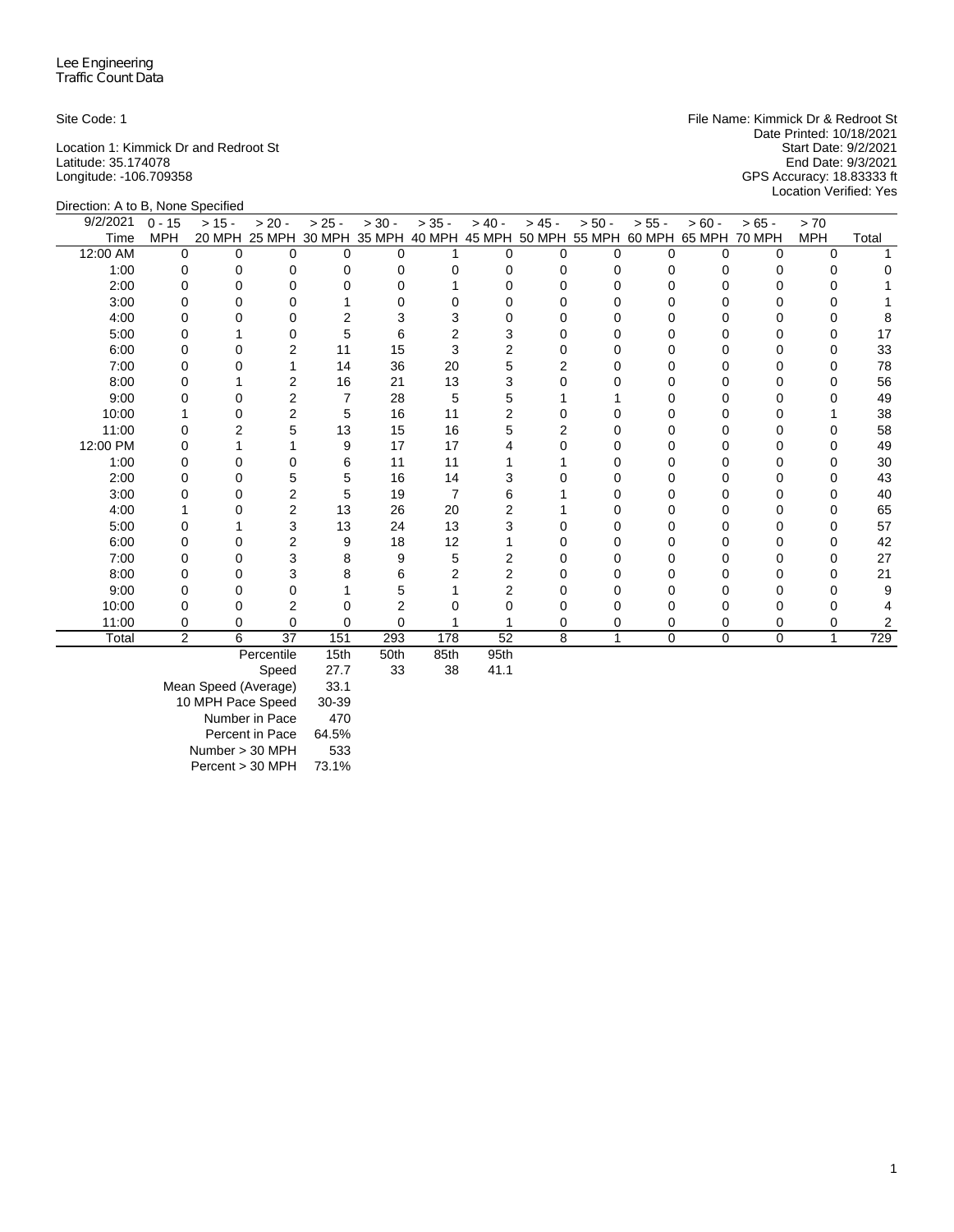Lee Engineering
Traffic Count Data

Site Code: 1

Location 1: Kimmick Dr and Redroot St
Latitude: 35.174078
Longitude: -106.709358

File Name: Kimmick Dr & Redroot St
Date Printed: 10/18/2021
Start Date: 9/2/2021
End Date: 9/3/2021
GPS Accuracy: 18.83333 ft
Location Verified: Yes

Direction: A to B, None Specified

| 9/2/2021 Time | 0 - 15 MPH | > 15 - 20 MPH | > 20 - 25 MPH | > 25 - 30 MPH | > 30 - 35 MPH | > 35 - 40 MPH | > 40 - 45 MPH | > 45 - 50 MPH | > 50 - 55 MPH | > 55 - 60 MPH | > 60 - 65 MPH | > 65 - 70 MPH | > 70 MPH | Total |
|---|---|---|---|---|---|---|---|---|---|---|---|---|---|---|
| 12:00 AM | 0 | 0 | 0 | 0 | 0 | 1 | 0 | 0 | 0 | 0 | 0 | 0 | 0 | 1 |
| 1:00 | 0 | 0 | 0 | 0 | 0 | 0 | 0 | 0 | 0 | 0 | 0 | 0 | 0 | 0 |
| 2:00 | 0 | 0 | 0 | 0 | 0 | 1 | 0 | 0 | 0 | 0 | 0 | 0 | 0 | 1 |
| 3:00 | 0 | 0 | 0 | 1 | 0 | 0 | 0 | 0 | 0 | 0 | 0 | 0 | 0 | 1 |
| 4:00 | 0 | 0 | 0 | 2 | 3 | 3 | 0 | 0 | 0 | 0 | 0 | 0 | 0 | 8 |
| 5:00 | 0 | 1 | 0 | 5 | 6 | 2 | 3 | 0 | 0 | 0 | 0 | 0 | 0 | 17 |
| 6:00 | 0 | 0 | 2 | 11 | 15 | 3 | 2 | 0 | 0 | 0 | 0 | 0 | 0 | 33 |
| 7:00 | 0 | 0 | 1 | 14 | 36 | 20 | 5 | 2 | 0 | 0 | 0 | 0 | 0 | 78 |
| 8:00 | 0 | 1 | 2 | 16 | 21 | 13 | 3 | 0 | 0 | 0 | 0 | 0 | 0 | 56 |
| 9:00 | 0 | 0 | 2 | 7 | 28 | 5 | 5 | 1 | 1 | 0 | 0 | 0 | 0 | 49 |
| 10:00 | 1 | 0 | 2 | 5 | 16 | 11 | 2 | 0 | 0 | 0 | 0 | 0 | 1 | 38 |
| 11:00 | 0 | 2 | 5 | 13 | 15 | 16 | 5 | 2 | 0 | 0 | 0 | 0 | 0 | 58 |
| 12:00 PM | 0 | 1 | 1 | 9 | 17 | 17 | 4 | 0 | 0 | 0 | 0 | 0 | 0 | 49 |
| 1:00 | 0 | 0 | 0 | 6 | 11 | 11 | 1 | 1 | 0 | 0 | 0 | 0 | 0 | 30 |
| 2:00 | 0 | 0 | 5 | 5 | 16 | 14 | 3 | 0 | 0 | 0 | 0 | 0 | 0 | 43 |
| 3:00 | 0 | 0 | 2 | 5 | 19 | 7 | 6 | 1 | 0 | 0 | 0 | 0 | 0 | 40 |
| 4:00 | 1 | 0 | 2 | 13 | 26 | 20 | 2 | 1 | 0 | 0 | 0 | 0 | 0 | 65 |
| 5:00 | 0 | 1 | 3 | 13 | 24 | 13 | 3 | 0 | 0 | 0 | 0 | 0 | 0 | 57 |
| 6:00 | 0 | 0 | 2 | 9 | 18 | 12 | 1 | 0 | 0 | 0 | 0 | 0 | 0 | 42 |
| 7:00 | 0 | 0 | 3 | 8 | 9 | 5 | 2 | 0 | 0 | 0 | 0 | 0 | 0 | 27 |
| 8:00 | 0 | 0 | 3 | 8 | 6 | 2 | 2 | 0 | 0 | 0 | 0 | 0 | 0 | 21 |
| 9:00 | 0 | 0 | 0 | 1 | 5 | 1 | 2 | 0 | 0 | 0 | 0 | 0 | 0 | 9 |
| 10:00 | 0 | 0 | 2 | 0 | 2 | 0 | 0 | 0 | 0 | 0 | 0 | 0 | 0 | 4 |
| 11:00 | 0 | 0 | 0 | 0 | 0 | 1 | 1 | 0 | 0 | 0 | 0 | 0 | 0 | 2 |
| Total | 2 | 6 | 37 | 151 | 293 | 178 | 52 | 8 | 1 | 0 | 0 | 0 | 1 | 729 |

| Percentile | 15th | 50th | 85th | 95th |
|---|---|---|---|---|
| Speed | 27.7 | 33 | 38 | 41.1 |

| | |
|---|---|
| Mean Speed (Average) | 33.1 |
| 10 MPH Pace Speed | 30-39 |
| Number in Pace | 470 |
| Percent in Pace | 64.5% |
| Number > 30 MPH | 533 |
| Percent > 30 MPH | 73.1% |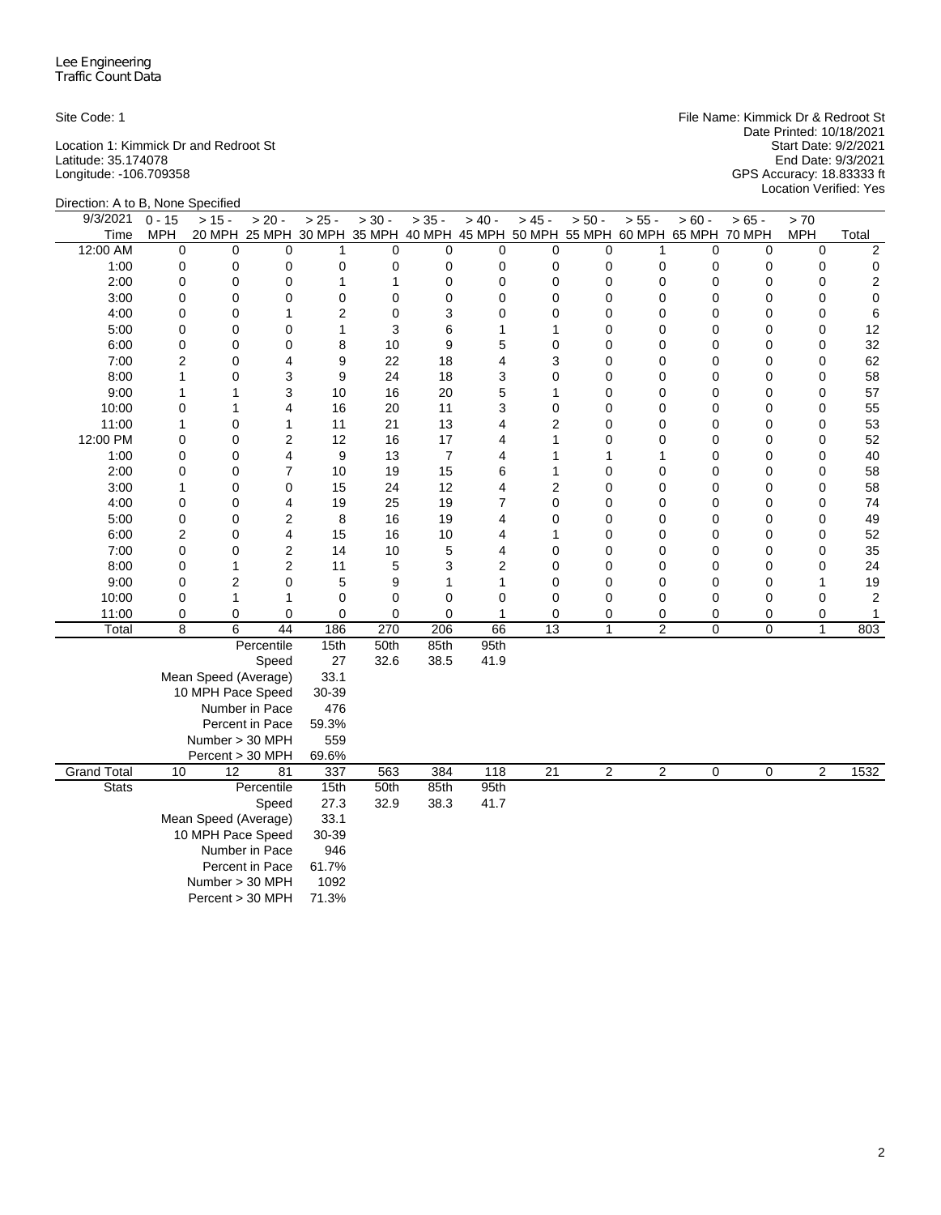Lee Engineering
Traffic Count Data

Site Code: 1

Location 1: Kimmick Dr and Redroot St
Latitude: 35.174078
Longitude: -106.709358

File Name: Kimmick Dr & Redroot St
Date Printed: 10/18/2021
Start Date: 9/2/2021
End Date: 9/3/2021
GPS Accuracy: 18.83333 ft
Location Verified: Yes

Direction: A to B, None Specified

| 9/3/2021 Time | 0 - 15 MPH | > 15 - 20 MPH | > 20 - 25 MPH | > 25 - 30 MPH | > 30 - 35 MPH | > 35 - 40 MPH | > 40 - 45 MPH | > 45 - 50 MPH | > 50 - 55 MPH | > 55 - 60 MPH | > 60 - 65 MPH | > 65 - 70 MPH | > 70 MPH | Total |
|---|---|---|---|---|---|---|---|---|---|---|---|---|---|---|
| 12:00 AM | 0 | 0 | 0 | 1 | 0 | 0 | 0 | 0 | 0 | 1 | 0 | 0 | 0 | 2 |
| 1:00 | 0 | 0 | 0 | 0 | 0 | 0 | 0 | 0 | 0 | 0 | 0 | 0 | 0 | 0 |
| 2:00 | 0 | 0 | 0 | 1 | 1 | 0 | 0 | 0 | 0 | 0 | 0 | 0 | 0 | 2 |
| 3:00 | 0 | 0 | 0 | 0 | 0 | 0 | 0 | 0 | 0 | 0 | 0 | 0 | 0 | 0 |
| 4:00 | 0 | 0 | 1 | 2 | 0 | 3 | 0 | 0 | 0 | 0 | 0 | 0 | 0 | 6 |
| 5:00 | 0 | 0 | 0 | 1 | 3 | 6 | 1 | 1 | 0 | 0 | 0 | 0 | 0 | 12 |
| 6:00 | 0 | 0 | 0 | 8 | 10 | 9 | 5 | 0 | 0 | 0 | 0 | 0 | 0 | 32 |
| 7:00 | 2 | 0 | 4 | 9 | 22 | 18 | 4 | 3 | 0 | 0 | 0 | 0 | 0 | 62 |
| 8:00 | 1 | 0 | 3 | 9 | 24 | 18 | 3 | 0 | 0 | 0 | 0 | 0 | 0 | 58 |
| 9:00 | 1 | 1 | 3 | 10 | 16 | 20 | 5 | 1 | 0 | 0 | 0 | 0 | 0 | 57 |
| 10:00 | 0 | 1 | 4 | 16 | 20 | 11 | 3 | 0 | 0 | 0 | 0 | 0 | 0 | 55 |
| 11:00 | 1 | 0 | 1 | 11 | 21 | 13 | 4 | 2 | 0 | 0 | 0 | 0 | 0 | 53 |
| 12:00 PM | 0 | 0 | 2 | 12 | 16 | 17 | 4 | 1 | 0 | 0 | 0 | 0 | 0 | 52 |
| 1:00 | 0 | 0 | 4 | 9 | 13 | 7 | 4 | 1 | 1 | 1 | 0 | 0 | 0 | 40 |
| 2:00 | 0 | 0 | 7 | 10 | 19 | 15 | 6 | 1 | 0 | 0 | 0 | 0 | 0 | 58 |
| 3:00 | 1 | 0 | 0 | 15 | 24 | 12 | 4 | 2 | 0 | 0 | 0 | 0 | 0 | 58 |
| 4:00 | 0 | 0 | 4 | 19 | 25 | 19 | 7 | 0 | 0 | 0 | 0 | 0 | 0 | 74 |
| 5:00 | 0 | 0 | 2 | 8 | 16 | 19 | 4 | 0 | 0 | 0 | 0 | 0 | 0 | 49 |
| 6:00 | 2 | 0 | 4 | 15 | 16 | 10 | 4 | 1 | 0 | 0 | 0 | 0 | 0 | 52 |
| 7:00 | 0 | 0 | 2 | 14 | 10 | 5 | 4 | 0 | 0 | 0 | 0 | 0 | 0 | 35 |
| 8:00 | 0 | 1 | 2 | 11 | 5 | 3 | 2 | 0 | 0 | 0 | 0 | 0 | 0 | 24 |
| 9:00 | 0 | 2 | 0 | 5 | 9 | 1 | 1 | 0 | 0 | 0 | 0 | 0 | 1 | 19 |
| 10:00 | 0 | 1 | 1 | 0 | 0 | 0 | 0 | 0 | 0 | 0 | 0 | 0 | 0 | 2 |
| 11:00 | 0 | 0 | 0 | 0 | 0 | 0 | 1 | 0 | 0 | 0 | 0 | 0 | 0 | 1 |
| Total | 8 | 6 | 44 | 186 | 270 | 206 | 66 | 13 | 1 | 2 | 0 | 0 | 1 | 803 |
| | | | Percentile | 15th | 50th | 85th | 95th | | | | | | | |
| | | | Speed | 27 | 32.6 | 38.5 | 41.9 | | | | | | | |
| | | | Mean Speed (Average) | 33.1 | | | | | | | | | | |
| | | | 10 MPH Pace Speed | 30-39 | | | | | | | | | | |
| | | | Number in Pace | 476 | | | | | | | | | | |
| | | | Percent in Pace | 59.3% | | | | | | | | | | |
| | | | Number > 30 MPH | 559 | | | | | | | | | | |
| | | | Percent > 30 MPH | 69.6% | | | | | | | | | | |
| Grand Total | 10 | 12 | 81 | 337 | 563 | 384 | 118 | 21 | 2 | 2 | 0 | 0 | 2 | 1532 |
| Stats | | | Percentile | 15th | 50th | 85th | 95th | | | | | | | |
| | | | Speed | 27.3 | 32.9 | 38.3 | 41.7 | | | | | | | |
| | | | Mean Speed (Average) | 33.1 | | | | | | | | | | |
| | | | 10 MPH Pace Speed | 30-39 | | | | | | | | | | |
| | | | Number in Pace | 946 | | | | | | | | | | |
| | | | Percent in Pace | 61.7% | | | | | | | | | | |
| | | | Number > 30 MPH | 1092 | | | | | | | | | | |
| | | | Percent > 30 MPH | 71.3% | | | | | | | | | | |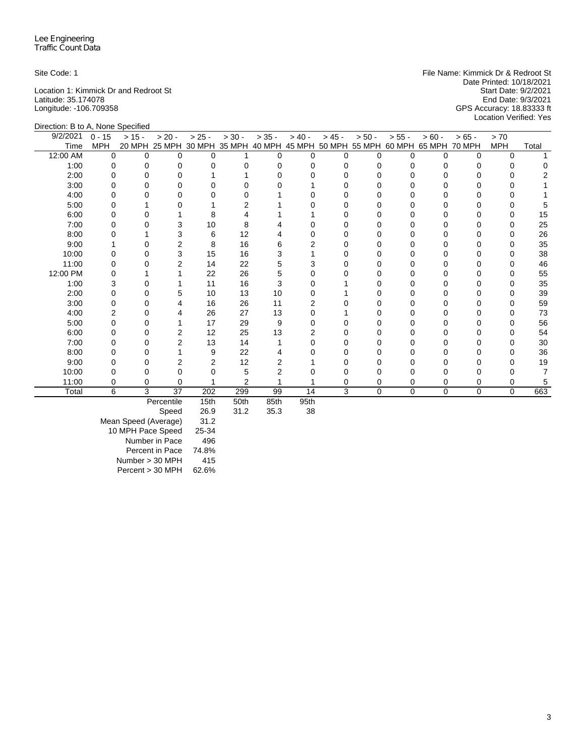Lee Engineering
Traffic Count Data

Site Code: 1

Location 1: Kimmick Dr and Redroot St
Latitude: 35.174078
Longitude: -106.709358

File Name: Kimmick Dr & Redroot St
Date Printed: 10/18/2021
Start Date: 9/2/2021
End Date: 9/3/2021
GPS Accuracy: 18.83333 ft
Location Verified: Yes

Direction: B to A, None Specified

| 9/2/2021 Time | 0 - 15 MPH | > 15 - 20 MPH | > 20 - 25 MPH | > 25 - 30 MPH | > 30 - 35 MPH | > 35 - 40 MPH | > 40 - 45 MPH | > 45 - 50 MPH | > 50 - 55 MPH | > 55 - 60 MPH | > 60 - 65 MPH | > 65 - 70 MPH | > 70 MPH | Total |
|---|---|---|---|---|---|---|---|---|---|---|---|---|---|---|
| 12:00 AM | 0 | 0 | 0 | 0 | 1 | 0 | 0 | 0 | 0 | 0 | 0 | 0 | 0 | 1 |
| 1:00 | 0 | 0 | 0 | 0 | 0 | 0 | 0 | 0 | 0 | 0 | 0 | 0 | 0 | 0 |
| 2:00 | 0 | 0 | 0 | 1 | 1 | 0 | 0 | 0 | 0 | 0 | 0 | 0 | 0 | 2 |
| 3:00 | 0 | 0 | 0 | 0 | 0 | 0 | 1 | 0 | 0 | 0 | 0 | 0 | 0 | 1 |
| 4:00 | 0 | 0 | 0 | 0 | 0 | 1 | 0 | 0 | 0 | 0 | 0 | 0 | 0 | 1 |
| 5:00 | 0 | 1 | 0 | 1 | 2 | 1 | 0 | 0 | 0 | 0 | 0 | 0 | 0 | 5 |
| 6:00 | 0 | 0 | 1 | 8 | 4 | 1 | 1 | 0 | 0 | 0 | 0 | 0 | 0 | 15 |
| 7:00 | 0 | 0 | 3 | 10 | 8 | 4 | 0 | 0 | 0 | 0 | 0 | 0 | 0 | 25 |
| 8:00 | 0 | 1 | 3 | 6 | 12 | 4 | 0 | 0 | 0 | 0 | 0 | 0 | 0 | 26 |
| 9:00 | 1 | 0 | 2 | 8 | 16 | 6 | 2 | 0 | 0 | 0 | 0 | 0 | 0 | 35 |
| 10:00 | 0 | 0 | 3 | 15 | 16 | 3 | 1 | 0 | 0 | 0 | 0 | 0 | 0 | 38 |
| 11:00 | 0 | 0 | 2 | 14 | 22 | 5 | 3 | 0 | 0 | 0 | 0 | 0 | 0 | 46 |
| 12:00 PM | 0 | 1 | 1 | 22 | 26 | 5 | 0 | 0 | 0 | 0 | 0 | 0 | 0 | 55 |
| 1:00 | 3 | 0 | 1 | 11 | 16 | 3 | 0 | 1 | 0 | 0 | 0 | 0 | 0 | 35 |
| 2:00 | 0 | 0 | 5 | 10 | 13 | 10 | 0 | 1 | 0 | 0 | 0 | 0 | 0 | 39 |
| 3:00 | 0 | 0 | 4 | 16 | 26 | 11 | 2 | 0 | 0 | 0 | 0 | 0 | 0 | 59 |
| 4:00 | 2 | 0 | 4 | 26 | 27 | 13 | 0 | 1 | 0 | 0 | 0 | 0 | 0 | 73 |
| 5:00 | 0 | 0 | 1 | 17 | 29 | 9 | 0 | 0 | 0 | 0 | 0 | 0 | 0 | 56 |
| 6:00 | 0 | 0 | 2 | 12 | 25 | 13 | 2 | 0 | 0 | 0 | 0 | 0 | 0 | 54 |
| 7:00 | 0 | 0 | 2 | 13 | 14 | 1 | 0 | 0 | 0 | 0 | 0 | 0 | 0 | 30 |
| 8:00 | 0 | 0 | 1 | 9 | 22 | 4 | 0 | 0 | 0 | 0 | 0 | 0 | 0 | 36 |
| 9:00 | 0 | 0 | 2 | 2 | 12 | 2 | 1 | 0 | 0 | 0 | 0 | 0 | 0 | 19 |
| 10:00 | 0 | 0 | 0 | 0 | 5 | 2 | 0 | 0 | 0 | 0 | 0 | 0 | 0 | 7 |
| 11:00 | 0 | 0 | 0 | 1 | 2 | 1 | 1 | 0 | 0 | 0 | 0 | 0 | 0 | 5 |
| Total | 6 | 3 | 37 | 202 | 299 | 99 | 14 | 3 | 0 | 0 | 0 | 0 | 0 | 663 |

| Percentile | 15th | 50th | 85th | 95th |
|---|---|---|---|---|
| Speed | 26.9 | 31.2 | 35.3 | 38 |

| | |
|---|---|
| Mean Speed (Average) | 31.2 |
| 10 MPH Pace Speed | 25-34 |
| Number in Pace | 496 |
| Percent in Pace | 74.8% |
| Number > 30 MPH | 415 |
| Percent > 30 MPH | 62.6% |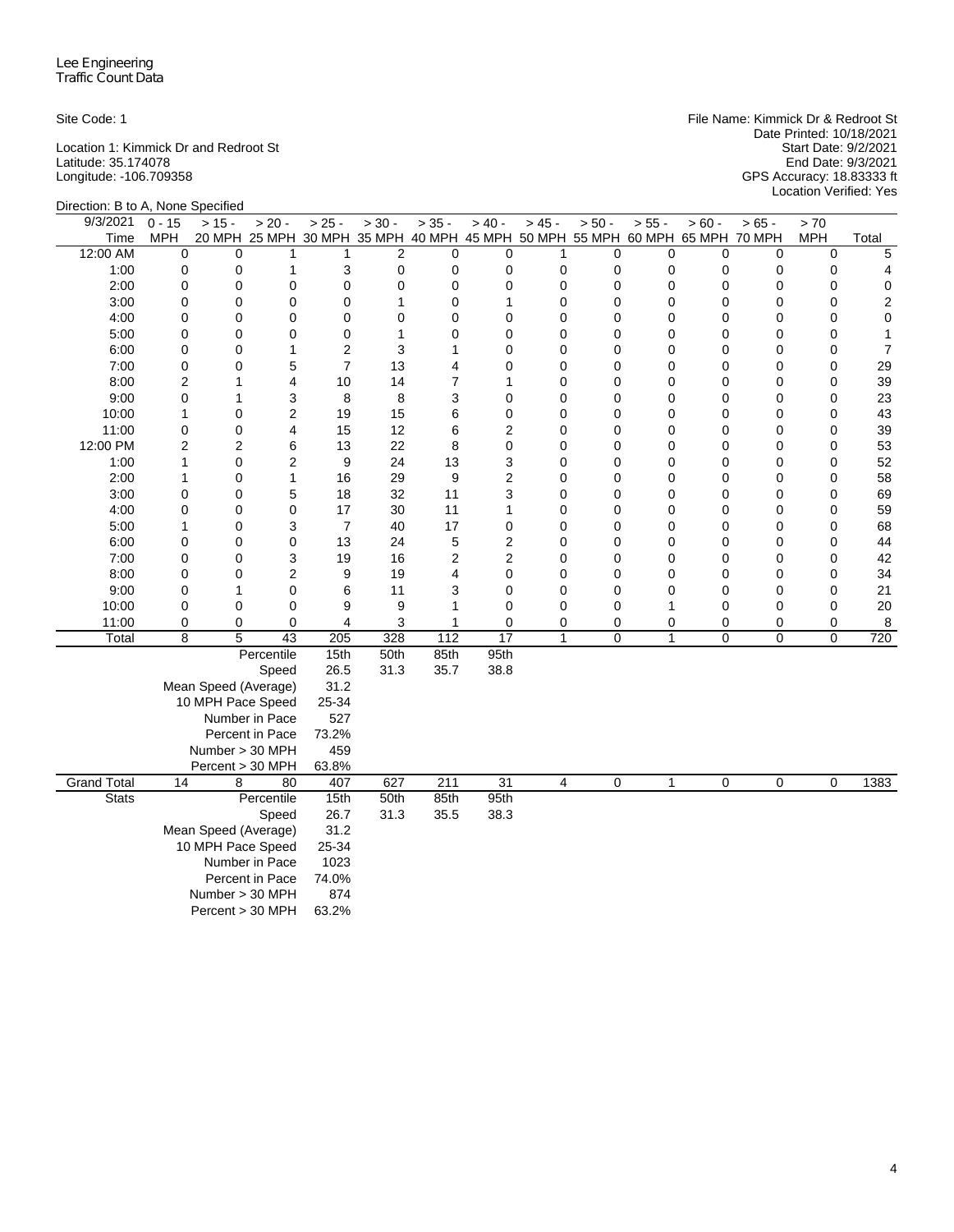Lee Engineering
Traffic Count Data

Site Code: 1

Location 1: Kimmick Dr and Redroot St
Latitude: 35.174078
Longitude: -106.709358

File Name: Kimmick Dr & Redroot St
Date Printed: 10/18/2021
Start Date: 9/2/2021
End Date: 9/3/2021
GPS Accuracy: 18.83333 ft
Location Verified: Yes

Direction: B to A, None Specified

| 9/3/2021 Time | 0 - 15 MPH | > 15 - 20 MPH | > 20 - 25 MPH | > 25 - 30 MPH | > 30 - 35 MPH | > 35 - 40 MPH | > 40 - 45 MPH | > 45 - 50 MPH | > 50 - 55 MPH | > 55 - 60 MPH | > 60 - 65 MPH | > 65 - 70 MPH | > 70 MPH | Total |
|---|---|---|---|---|---|---|---|---|---|---|---|---|---|---|
| 12:00 AM | 0 | 0 | 1 | 1 | 2 | 0 | 0 | 1 | 0 | 0 | 0 | 0 | 0 | 5 |
| 1:00 | 0 | 0 | 1 | 3 | 0 | 0 | 0 | 0 | 0 | 0 | 0 | 0 | 0 | 4 |
| 2:00 | 0 | 0 | 0 | 0 | 0 | 0 | 0 | 0 | 0 | 0 | 0 | 0 | 0 | 0 |
| 3:00 | 0 | 0 | 0 | 0 | 1 | 0 | 1 | 0 | 0 | 0 | 0 | 0 | 0 | 2 |
| 4:00 | 0 | 0 | 0 | 0 | 0 | 0 | 0 | 0 | 0 | 0 | 0 | 0 | 0 | 0 |
| 5:00 | 0 | 0 | 0 | 0 | 1 | 0 | 0 | 0 | 0 | 0 | 0 | 0 | 0 | 1 |
| 6:00 | 0 | 0 | 1 | 2 | 3 | 1 | 0 | 0 | 0 | 0 | 0 | 0 | 0 | 7 |
| 7:00 | 0 | 0 | 5 | 7 | 13 | 4 | 0 | 0 | 0 | 0 | 0 | 0 | 0 | 29 |
| 8:00 | 2 | 1 | 4 | 10 | 14 | 7 | 1 | 0 | 0 | 0 | 0 | 0 | 0 | 39 |
| 9:00 | 0 | 1 | 3 | 8 | 8 | 3 | 0 | 0 | 0 | 0 | 0 | 0 | 0 | 23 |
| 10:00 | 1 | 0 | 2 | 19 | 15 | 6 | 0 | 0 | 0 | 0 | 0 | 0 | 0 | 43 |
| 11:00 | 0 | 0 | 4 | 15 | 12 | 6 | 2 | 0 | 0 | 0 | 0 | 0 | 0 | 39 |
| 12:00 PM | 2 | 2 | 6 | 13 | 22 | 8 | 0 | 0 | 0 | 0 | 0 | 0 | 0 | 53 |
| 1:00 | 1 | 0 | 2 | 9 | 24 | 13 | 3 | 0 | 0 | 0 | 0 | 0 | 0 | 52 |
| 2:00 | 1 | 0 | 1 | 16 | 29 | 9 | 2 | 0 | 0 | 0 | 0 | 0 | 0 | 58 |
| 3:00 | 0 | 0 | 5 | 18 | 32 | 11 | 3 | 0 | 0 | 0 | 0 | 0 | 0 | 69 |
| 4:00 | 0 | 0 | 0 | 17 | 30 | 11 | 1 | 0 | 0 | 0 | 0 | 0 | 0 | 59 |
| 5:00 | 1 | 0 | 3 | 7 | 40 | 17 | 0 | 0 | 0 | 0 | 0 | 0 | 0 | 68 |
| 6:00 | 0 | 0 | 0 | 13 | 24 | 5 | 2 | 0 | 0 | 0 | 0 | 0 | 0 | 44 |
| 7:00 | 0 | 0 | 3 | 19 | 16 | 2 | 2 | 0 | 0 | 0 | 0 | 0 | 0 | 42 |
| 8:00 | 0 | 0 | 2 | 9 | 19 | 4 | 0 | 0 | 0 | 0 | 0 | 0 | 0 | 34 |
| 9:00 | 0 | 1 | 0 | 6 | 11 | 3 | 0 | 0 | 0 | 0 | 0 | 0 | 0 | 21 |
| 10:00 | 0 | 0 | 0 | 9 | 9 | 1 | 0 | 0 | 0 | 1 | 0 | 0 | 0 | 20 |
| 11:00 | 0 | 0 | 0 | 4 | 3 | 1 | 0 | 0 | 0 | 0 | 0 | 0 | 0 | 8 |
| Total | 8 | 5 | 43 | 205 | 328 | 112 | 17 | 1 | 0 | 1 | 0 | 0 | 0 | 720 |
| | | | Percentile | 15th | 50th | 85th | 95th | | | | | | | |
| | | | Speed | 26.5 | 31.3 | 35.7 | 38.8 | | | | | | | |
| | | | Mean Speed (Average) | 31.2 | | | | | | | | | | |
| | | | 10 MPH Pace Speed | 25-34 | | | | | | | | | | |
| | | | Number in Pace | 527 | | | | | | | | | | |
| | | | Percent in Pace | 73.2% | | | | | | | | | | |
| | | | Number > 30 MPH | 459 | | | | | | | | | | |
| | | | Percent > 30 MPH | 63.8% | | | | | | | | | | |
| Grand Total | 14 | 8 | 80 | 407 | 627 | 211 | 31 | 4 | 0 | 1 | 0 | 0 | 0 | 1383 |
| Stats | | | Percentile | 15th | 50th | 85th | 95th | | | | | | | |
| | | | Speed | 26.7 | 31.3 | 35.5 | 38.3 | | | | | | | |
| | | | Mean Speed (Average) | 31.2 | | | | | | | | | | |
| | | | 10 MPH Pace Speed | 25-34 | | | | | | | | | | |
| | | | Number in Pace | 1023 | | | | | | | | | | |
| | | | Percent in Pace | 74.0% | | | | | | | | | | |
| | | | Number > 30 MPH | 874 | | | | | | | | | | |
| | | | Percent > 30 MPH | 63.2% | | | | | | | | | | |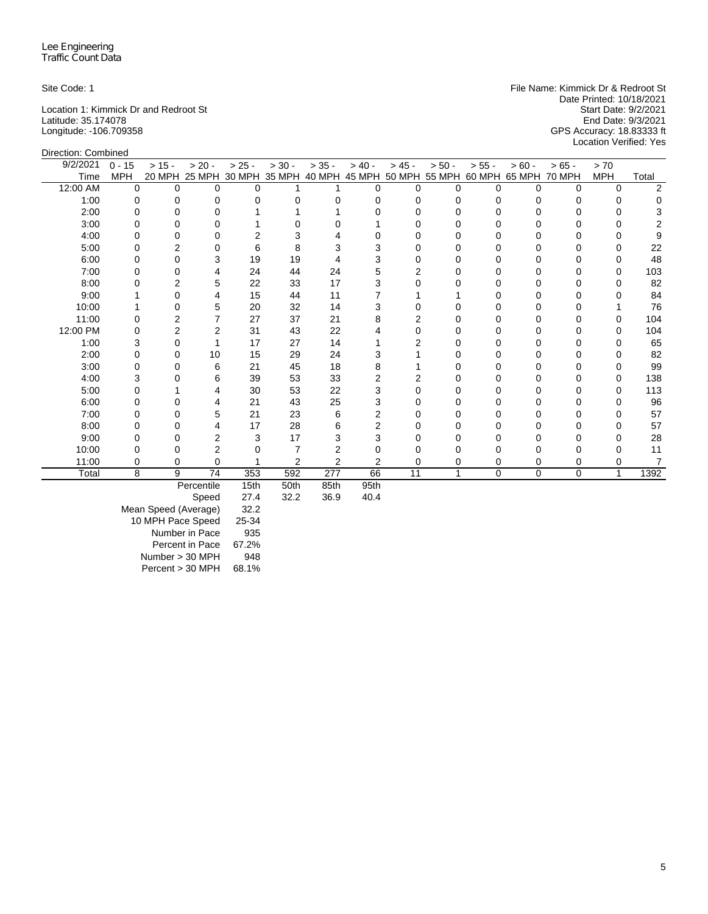Lee Engineering
Traffic Count Data

Site Code: 1

Location 1: Kimmick Dr and Redroot St
Latitude: 35.174078
Longitude: -106.709358

File Name: Kimmick Dr & Redroot St
Date Printed: 10/18/2021
Start Date: 9/2/2021
End Date: 9/3/2021
GPS Accuracy: 18.83333 ft
Location Verified: Yes

Direction: Combined

| 9/2/2021 Time | 0 - 15 MPH | > 15 - 20 MPH | > 20 - 25 MPH | > 25 - 30 MPH | > 30 - 35 MPH | > 35 - 40 MPH | > 40 - 45 MPH | > 45 - 50 MPH | > 50 - 55 MPH | > 55 - 60 MPH | > 60 - 65 MPH | > 65 - 70 MPH | > 70 MPH | Total |
|---|---|---|---|---|---|---|---|---|---|---|---|---|---|---|
| 12:00 AM | 0 | 0 | 0 | 0 | 1 | 1 | 0 | 0 | 0 | 0 | 0 | 0 | 0 | 2 |
| 1:00 | 0 | 0 | 0 | 0 | 0 | 0 | 0 | 0 | 0 | 0 | 0 | 0 | 0 | 0 |
| 2:00 | 0 | 0 | 0 | 1 | 1 | 1 | 0 | 0 | 0 | 0 | 0 | 0 | 0 | 3 |
| 3:00 | 0 | 0 | 0 | 1 | 0 | 0 | 1 | 0 | 0 | 0 | 0 | 0 | 0 | 2 |
| 4:00 | 0 | 0 | 0 | 2 | 3 | 4 | 0 | 0 | 0 | 0 | 0 | 0 | 0 | 9 |
| 5:00 | 0 | 2 | 0 | 6 | 8 | 3 | 3 | 0 | 0 | 0 | 0 | 0 | 0 | 22 |
| 6:00 | 0 | 0 | 3 | 19 | 19 | 4 | 3 | 0 | 0 | 0 | 0 | 0 | 0 | 48 |
| 7:00 | 0 | 0 | 4 | 24 | 44 | 24 | 5 | 2 | 0 | 0 | 0 | 0 | 0 | 103 |
| 8:00 | 0 | 2 | 5 | 22 | 33 | 17 | 3 | 0 | 0 | 0 | 0 | 0 | 0 | 82 |
| 9:00 | 1 | 0 | 4 | 15 | 44 | 11 | 7 | 1 | 1 | 0 | 0 | 0 | 0 | 84 |
| 10:00 | 1 | 0 | 5 | 20 | 32 | 14 | 3 | 0 | 0 | 0 | 0 | 0 | 1 | 76 |
| 11:00 | 0 | 2 | 7 | 27 | 37 | 21 | 8 | 2 | 0 | 0 | 0 | 0 | 0 | 104 |
| 12:00 PM | 0 | 2 | 2 | 31 | 43 | 22 | 4 | 0 | 0 | 0 | 0 | 0 | 0 | 104 |
| 1:00 | 3 | 0 | 1 | 17 | 27 | 14 | 1 | 2 | 0 | 0 | 0 | 0 | 0 | 65 |
| 2:00 | 0 | 0 | 10 | 15 | 29 | 24 | 3 | 1 | 0 | 0 | 0 | 0 | 0 | 82 |
| 3:00 | 0 | 0 | 6 | 21 | 45 | 18 | 8 | 1 | 0 | 0 | 0 | 0 | 0 | 99 |
| 4:00 | 3 | 0 | 6 | 39 | 53 | 33 | 2 | 2 | 0 | 0 | 0 | 0 | 0 | 138 |
| 5:00 | 0 | 1 | 4 | 30 | 53 | 22 | 3 | 0 | 0 | 0 | 0 | 0 | 0 | 113 |
| 6:00 | 0 | 0 | 4 | 21 | 43 | 25 | 3 | 0 | 0 | 0 | 0 | 0 | 0 | 96 |
| 7:00 | 0 | 0 | 5 | 21 | 23 | 6 | 2 | 0 | 0 | 0 | 0 | 0 | 0 | 57 |
| 8:00 | 0 | 0 | 4 | 17 | 28 | 6 | 2 | 0 | 0 | 0 | 0 | 0 | 0 | 57 |
| 9:00 | 0 | 0 | 2 | 3 | 17 | 3 | 3 | 0 | 0 | 0 | 0 | 0 | 0 | 28 |
| 10:00 | 0 | 0 | 2 | 0 | 7 | 2 | 0 | 0 | 0 | 0 | 0 | 0 | 0 | 11 |
| 11:00 | 0 | 0 | 0 | 1 | 2 | 2 | 2 | 0 | 0 | 0 | 0 | 0 | 0 | 7 |
| Total | 8 | 9 | 74 | 353 | 592 | 277 | 66 | 11 | 1 | 0 | 0 | 0 | 1 | 1392 |

| | | | | |
|---|---|---|---|---|
| Percentile | 15th | 50th | 85th | 95th |
| Speed | 27.4 | 32.2 | 36.9 | 40.4 |
| Mean Speed (Average) | 32.2 | | | |
| 10 MPH Pace Speed | 25-34 | | | |
| Number in Pace | 935 | | | |
| Percent in Pace | 67.2% | | | |
| Number > 30 MPH | 948 | | | |
| Percent > 30 MPH | 68.1% | | | |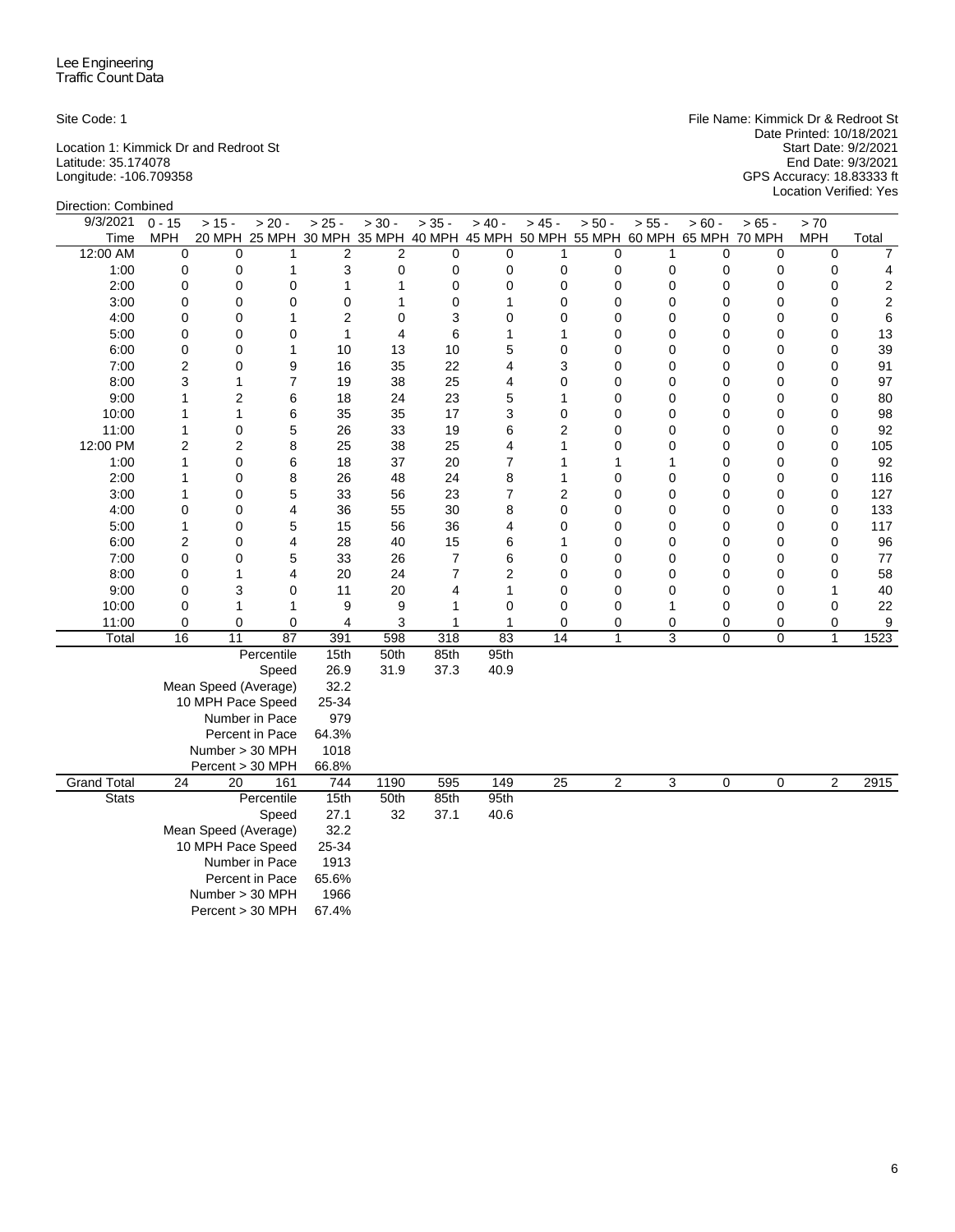Lee Engineering
Traffic Count Data

Site Code: 1

Location 1: Kimmick Dr and Redroot St
Latitude: 35.174078
Longitude: -106.709358

File Name: Kimmick Dr & Redroot St
Date Printed: 10/18/2021
Start Date: 9/2/2021
End Date: 9/3/2021
GPS Accuracy: 18.83333 ft
Location Verified: Yes

Direction: Combined

| 9/3/2021 Time | 0 - 15 MPH | > 15 - 20 MPH | > 20 - 25 MPH | > 25 - 30 MPH | > 30 - 35 MPH | > 35 - 40 MPH | > 40 - 45 MPH | > 45 - 50 MPH | > 50 - 55 MPH | > 55 - 60 MPH | > 60 - 65 MPH | > 65 - 70 MPH | > 70 MPH | Total |
|---|---|---|---|---|---|---|---|---|---|---|---|---|---|---|
| 12:00 AM | 0 | 0 | 1 | 2 | 2 | 0 | 0 | 1 | 0 | 1 | 0 | 0 | 0 | 7 |
| 1:00 | 0 | 0 | 1 | 3 | 0 | 0 | 0 | 0 | 0 | 0 | 0 | 0 | 0 | 4 |
| 2:00 | 0 | 0 | 0 | 1 | 1 | 0 | 0 | 0 | 0 | 0 | 0 | 0 | 0 | 2 |
| 3:00 | 0 | 0 | 0 | 0 | 1 | 0 | 1 | 0 | 0 | 0 | 0 | 0 | 0 | 2 |
| 4:00 | 0 | 0 | 1 | 2 | 0 | 3 | 0 | 0 | 0 | 0 | 0 | 0 | 0 | 6 |
| 5:00 | 0 | 0 | 0 | 1 | 4 | 6 | 1 | 1 | 0 | 0 | 0 | 0 | 0 | 13 |
| 6:00 | 0 | 0 | 1 | 10 | 13 | 10 | 5 | 0 | 0 | 0 | 0 | 0 | 0 | 39 |
| 7:00 | 2 | 0 | 9 | 16 | 35 | 22 | 4 | 3 | 0 | 0 | 0 | 0 | 0 | 91 |
| 8:00 | 3 | 1 | 7 | 19 | 38 | 25 | 4 | 0 | 0 | 0 | 0 | 0 | 0 | 97 |
| 9:00 | 1 | 2 | 6 | 18 | 24 | 23 | 5 | 1 | 0 | 0 | 0 | 0 | 0 | 80 |
| 10:00 | 1 | 1 | 6 | 35 | 35 | 17 | 3 | 0 | 0 | 0 | 0 | 0 | 0 | 98 |
| 11:00 | 1 | 0 | 5 | 26 | 33 | 19 | 6 | 2 | 0 | 0 | 0 | 0 | 0 | 92 |
| 12:00 PM | 2 | 2 | 8 | 25 | 38 | 25 | 4 | 1 | 0 | 0 | 0 | 0 | 0 | 105 |
| 1:00 | 1 | 0 | 6 | 18 | 37 | 20 | 7 | 1 | 1 | 1 | 0 | 0 | 0 | 92 |
| 2:00 | 1 | 0 | 8 | 26 | 48 | 24 | 8 | 1 | 0 | 0 | 0 | 0 | 0 | 116 |
| 3:00 | 1 | 0 | 5 | 33 | 56 | 23 | 7 | 2 | 0 | 0 | 0 | 0 | 0 | 127 |
| 4:00 | 0 | 0 | 4 | 36 | 55 | 30 | 8 | 0 | 0 | 0 | 0 | 0 | 0 | 133 |
| 5:00 | 1 | 0 | 5 | 15 | 56 | 36 | 4 | 0 | 0 | 0 | 0 | 0 | 0 | 117 |
| 6:00 | 2 | 0 | 4 | 28 | 40 | 15 | 6 | 1 | 0 | 0 | 0 | 0 | 0 | 96 |
| 7:00 | 0 | 0 | 5 | 33 | 26 | 7 | 6 | 0 | 0 | 0 | 0 | 0 | 0 | 77 |
| 8:00 | 0 | 1 | 4 | 20 | 24 | 7 | 2 | 0 | 0 | 0 | 0 | 0 | 0 | 58 |
| 9:00 | 0 | 3 | 0 | 11 | 20 | 4 | 1 | 0 | 0 | 0 | 0 | 0 | 1 | 40 |
| 10:00 | 0 | 1 | 1 | 9 | 9 | 1 | 0 | 0 | 0 | 1 | 0 | 0 | 0 | 22 |
| 11:00 | 0 | 0 | 0 | 4 | 3 | 1 | 1 | 0 | 0 | 0 | 0 | 0 | 0 | 9 |
| Total | 16 | 11 | 87 | 391 | 598 | 318 | 83 | 14 | 1 | 3 | 0 | 0 | 1 | 1523 |
| | | | Percentile | 15th | 50th | 85th | 95th | | | | | | | |
| | | | Speed | 26.9 | 31.9 | 37.3 | 40.9 | | | | | | | |
| | | | Mean Speed (Average) | 32.2 | | | | | | | | | | |
| | | | 10 MPH Pace Speed | 25-34 | | | | | | | | | | |
| | | | Number in Pace | 979 | | | | | | | | | | |
| | | | Percent in Pace | 64.3% | | | | | | | | | | |
| | | | Number > 30 MPH | 1018 | | | | | | | | | | |
| | | | Percent > 30 MPH | 66.8% | | | | | | | | | | |
| Grand Total | 24 | 20 | 161 | 744 | 1190 | 595 | 149 | 25 | 2 | 3 | 0 | 0 | 2 | 2915 |
| Stats | | | Percentile | 15th | 50th | 85th | 95th | | | | | | | |
| | | | Speed | 27.1 | 32 | 37.1 | 40.6 | | | | | | | |
| | | | Mean Speed (Average) | 32.2 | | | | | | | | | | |
| | | | 10 MPH Pace Speed | 25-34 | | | | | | | | | | |
| | | | Number in Pace | 1913 | | | | | | | | | | |
| | | | Percent in Pace | 65.6% | | | | | | | | | | |
| | | | Number > 30 MPH | 1966 | | | | | | | | | | |
| | | | Percent > 30 MPH | 67.4% | | | | | | | | | | |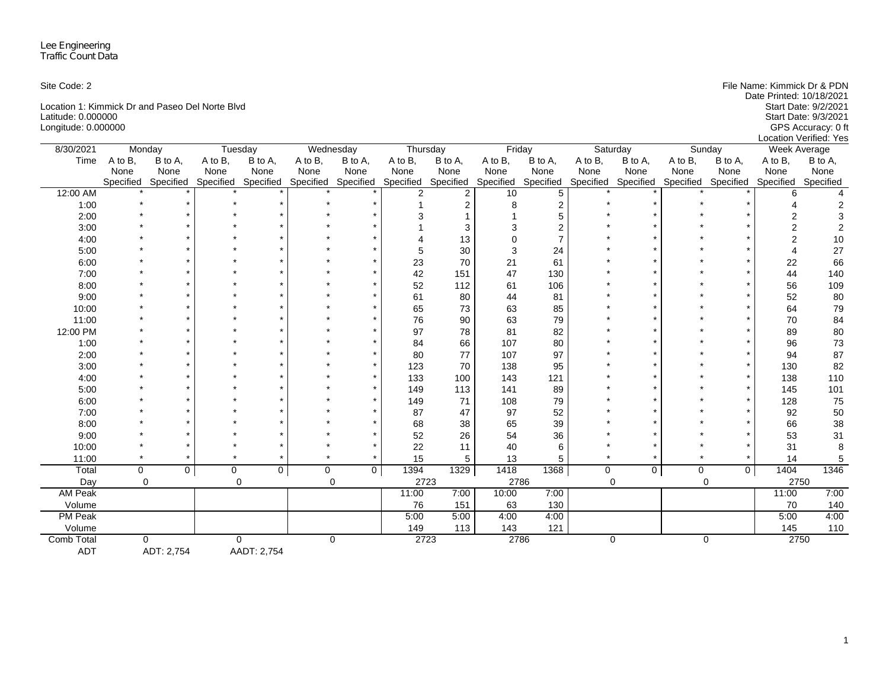Lee Engineering
Traffic Count Data

Site Code: 2

Location 1: Kimmick Dr and Paseo Del Norte Blvd
Latitude: 0.000000
Longitude: 0.000000

File Name: Kimmick Dr & PDN
Date Printed: 10/18/2021
Start Date: 9/2/2021
Start Date: 9/3/2021
GPS Accuracy: 0 ft
Location Verified: Yes

| 8/30/2021 | Monday | | Tuesday | | Wednesday | | Thursday | | Friday | | Saturday | | Sunday | | Week Average | |
|---|---|---|---|---|---|---|---|---|---|---|---|---|---|---|---|---|
| Time | A to B, None Specified | B to A, None Specified | A to B, None Specified | B to A, None Specified | A to B, None Specified | B to A, None Specified | A to B, None Specified | B to A, None Specified | A to B, None Specified | B to A, None Specified | A to B, None Specified | B to A, None Specified | A to B, None Specified | B to A, None Specified | A to B, None Specified | B to A, None Specified |
| 12:00 AM | * | * | * | * | * | * | 2 | 2 | 10 | 5 | * | * | * | * | 6 | 4 |
| 1:00 | * | * | * | * | * | * | 1 | 2 | 8 | 2 | * | * | * | * | 4 | 2 |
| 2:00 | * | * | * | * | * | * | 3 | 1 | 1 | 5 | * | * | * | * | 2 | 3 |
| 3:00 | * | * | * | * | * | * | 1 | 3 | 3 | 2 | * | * | * | * | 2 | 2 |
| 4:00 | * | * | * | * | * | * | 4 | 13 | 0 | 7 | * | * | * | * | 2 | 10 |
| 5:00 | * | * | * | * | * | * | 5 | 30 | 3 | 24 | * | * | * | * | 4 | 27 |
| 6:00 | * | * | * | * | * | * | 23 | 70 | 21 | 61 | * | * | * | * | 22 | 66 |
| 7:00 | * | * | * | * | * | * | 42 | 151 | 47 | 130 | * | * | * | * | 44 | 140 |
| 8:00 | * | * | * | * | * | * | 52 | 112 | 61 | 106 | * | * | * | * | 56 | 109 |
| 9:00 | * | * | * | * | * | * | 61 | 80 | 44 | 81 | * | * | * | * | 52 | 80 |
| 10:00 | * | * | * | * | * | * | 65 | 73 | 63 | 85 | * | * | * | * | 64 | 79 |
| 11:00 | * | * | * | * | * | * | 76 | 90 | 63 | 79 | * | * | * | * | 70 | 84 |
| 12:00 PM | * | * | * | * | * | * | 97 | 78 | 81 | 82 | * | * | * | * | 89 | 80 |
| 1:00 | * | * | * | * | * | * | 84 | 66 | 107 | 80 | * | * | * | * | 96 | 73 |
| 2:00 | * | * | * | * | * | * | 80 | 77 | 107 | 97 | * | * | * | * | 94 | 87 |
| 3:00 | * | * | * | * | * | * | 123 | 70 | 138 | 95 | * | * | * | * | 130 | 82 |
| 4:00 | * | * | * | * | * | * | 133 | 100 | 143 | 121 | * | * | * | * | 138 | 110 |
| 5:00 | * | * | * | * | * | * | 149 | 113 | 141 | 89 | * | * | * | * | 145 | 101 |
| 6:00 | * | * | * | * | * | * | 149 | 71 | 108 | 79 | * | * | * | * | 128 | 75 |
| 7:00 | * | * | * | * | * | * | 87 | 47 | 97 | 52 | * | * | * | * | 92 | 50 |
| 8:00 | * | * | * | * | * | * | 68 | 38 | 65 | 39 | * | * | * | * | 66 | 38 |
| 9:00 | * | * | * | * | * | * | 52 | 26 | 54 | 36 | * | * | * | * | 53 | 31 |
| 10:00 | * | * | * | * | * | * | 22 | 11 | 40 | 6 | * | * | * | * | 31 | 8 |
| 11:00 | * | * | * | * | * | * | 15 | 5 | 13 | 5 | * | * | * | * | 14 | 5 |
| Total | 0 | 0 | 0 | 0 | 0 | 0 | 1394 | 1329 | 1418 | 1368 | 0 | 0 | 0 | 0 | 1404 | 1346 |
| Day | 0 | | 0 | | 0 | | 2723 | | 2786 | | 0 | | 0 | | 2750 | |
| AM Peak | | | | | | | 11:00 | 7:00 | 10:00 | 7:00 | | | | | 11:00 | 7:00 |
| Volume | | | | | | | 76 | 151 | 63 | 130 | | | | | 70 | 140 |
| PM Peak | | | | | | | 5:00 | 5:00 | 4:00 | 4:00 | | | | | 5:00 | 4:00 |
| Volume | | | | | | | 149 | 113 | 143 | 121 | | | | | 145 | 110 |
| Comb Total | 0 | | 0 | | 0 | | 2723 | | 2786 | | 0 | | 0 | | 2750 | |
| ADT | ADT: 2,754 | | AADT: 2,754 | | | | | | | | | | | | | |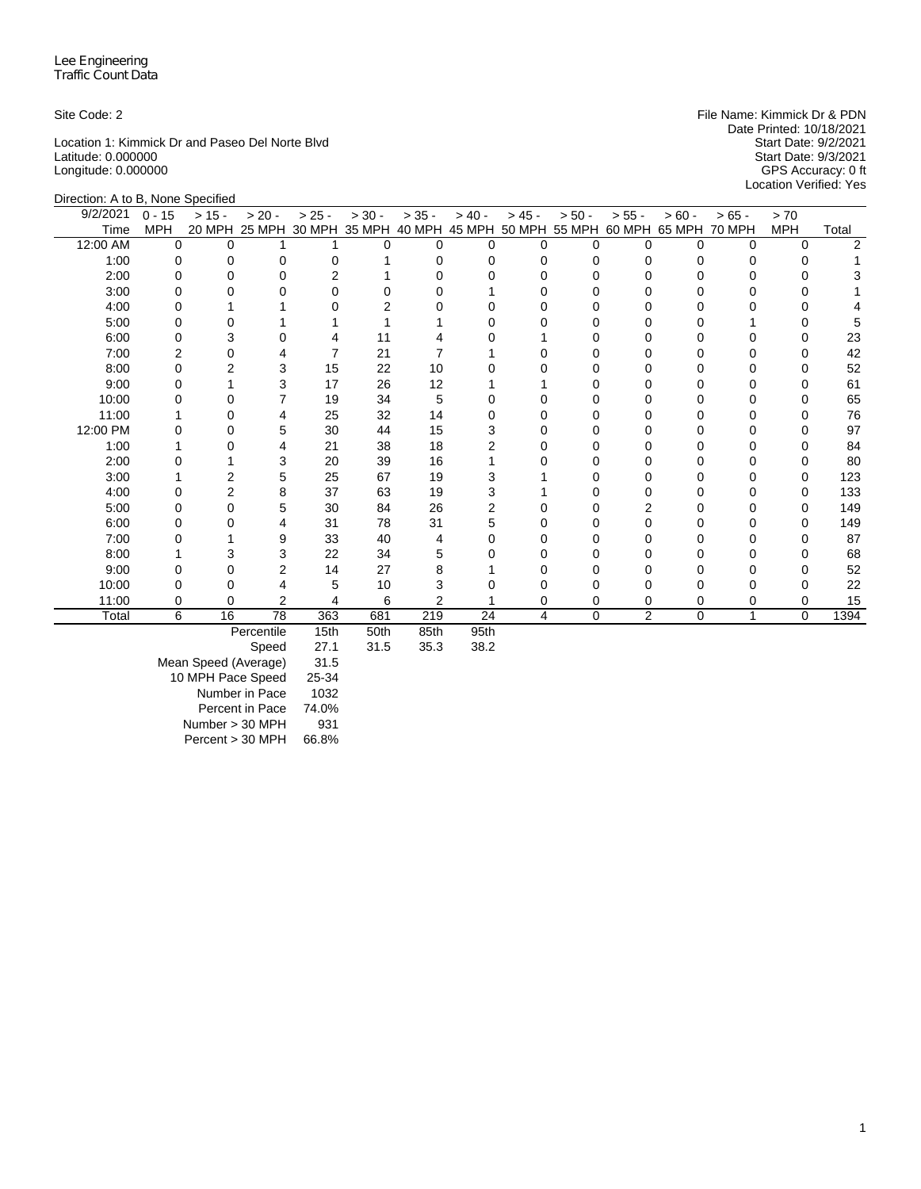Lee Engineering
Traffic Count Data

Site Code: 2

Location 1: Kimmick Dr and Paseo Del Norte Blvd
Latitude: 0.000000
Longitude: 0.000000

File Name: Kimmick Dr & PDN
Date Printed: 10/18/2021
Start Date: 9/2/2021
Start Date: 9/3/2021
GPS Accuracy: 0 ft
Location Verified: Yes

Direction: A to B, None Specified

| 9/2/2021 Time | 0 - 15 MPH | > 15 - 20 MPH | > 20 - 25 MPH | > 25 - 30 MPH | > 30 - 35 MPH | > 35 - 40 MPH | > 40 - 45 MPH | > 45 - 50 MPH | > 50 - 55 MPH | > 55 - 60 MPH | > 60 - 65 MPH | > 65 - 70 MPH | > 70 MPH | Total |
|---|---|---|---|---|---|---|---|---|---|---|---|---|---|---|
| 12:00 AM | 0 | 0 | 1 | 1 | 0 | 0 | 0 | 0 | 0 | 0 | 0 | 0 | 0 | 2 |
| 1:00 | 0 | 0 | 0 | 0 | 1 | 0 | 0 | 0 | 0 | 0 | 0 | 0 | 0 | 1 |
| 2:00 | 0 | 0 | 0 | 2 | 1 | 0 | 0 | 0 | 0 | 0 | 0 | 0 | 0 | 3 |
| 3:00 | 0 | 0 | 0 | 0 | 0 | 0 | 1 | 0 | 0 | 0 | 0 | 0 | 0 | 1 |
| 4:00 | 0 | 1 | 1 | 0 | 2 | 0 | 0 | 0 | 0 | 0 | 0 | 0 | 0 | 4 |
| 5:00 | 0 | 0 | 1 | 1 | 1 | 1 | 0 | 0 | 0 | 0 | 0 | 1 | 0 | 5 |
| 6:00 | 0 | 3 | 0 | 4 | 11 | 4 | 0 | 1 | 0 | 0 | 0 | 0 | 0 | 23 |
| 7:00 | 2 | 0 | 4 | 7 | 21 | 7 | 1 | 0 | 0 | 0 | 0 | 0 | 0 | 42 |
| 8:00 | 0 | 2 | 3 | 15 | 22 | 10 | 0 | 0 | 0 | 0 | 0 | 0 | 0 | 52 |
| 9:00 | 0 | 1 | 3 | 17 | 26 | 12 | 1 | 1 | 0 | 0 | 0 | 0 | 0 | 61 |
| 10:00 | 0 | 0 | 7 | 19 | 34 | 5 | 0 | 0 | 0 | 0 | 0 | 0 | 0 | 65 |
| 11:00 | 1 | 0 | 4 | 25 | 32 | 14 | 0 | 0 | 0 | 0 | 0 | 0 | 0 | 76 |
| 12:00 PM | 0 | 0 | 5 | 30 | 44 | 15 | 3 | 0 | 0 | 0 | 0 | 0 | 0 | 97 |
| 1:00 | 1 | 0 | 4 | 21 | 38 | 18 | 2 | 0 | 0 | 0 | 0 | 0 | 0 | 84 |
| 2:00 | 0 | 1 | 3 | 20 | 39 | 16 | 1 | 0 | 0 | 0 | 0 | 0 | 0 | 80 |
| 3:00 | 1 | 2 | 5 | 25 | 67 | 19 | 3 | 1 | 0 | 0 | 0 | 0 | 0 | 123 |
| 4:00 | 0 | 2 | 8 | 37 | 63 | 19 | 3 | 1 | 0 | 0 | 0 | 0 | 0 | 133 |
| 5:00 | 0 | 0 | 5 | 30 | 84 | 26 | 2 | 0 | 0 | 2 | 0 | 0 | 0 | 149 |
| 6:00 | 0 | 0 | 4 | 31 | 78 | 31 | 5 | 0 | 0 | 0 | 0 | 0 | 0 | 149 |
| 7:00 | 0 | 1 | 9 | 33 | 40 | 4 | 0 | 0 | 0 | 0 | 0 | 0 | 0 | 87 |
| 8:00 | 1 | 3 | 3 | 22 | 34 | 5 | 0 | 0 | 0 | 0 | 0 | 0 | 0 | 68 |
| 9:00 | 0 | 0 | 2 | 14 | 27 | 8 | 1 | 0 | 0 | 0 | 0 | 0 | 0 | 52 |
| 10:00 | 0 | 0 | 4 | 5 | 10 | 3 | 0 | 0 | 0 | 0 | 0 | 0 | 0 | 22 |
| 11:00 | 0 | 0 | 2 | 4 | 6 | 2 | 1 | 0 | 0 | 0 | 0 | 0 | 0 | 15 |
| Total | 6 | 16 | 78 | 363 | 681 | 219 | 24 | 4 | 0 | 2 | 0 | 1 | 0 | 1394 |

| | 15th | 50th | 85th | 95th |
|---|---|---|---|---|
| Percentile | 15th | 50th | 85th | 95th |
| Speed | 27.1 | 31.5 | 35.3 | 38.2 |
| Mean Speed (Average) | 31.5 | | | |
| 10 MPH Pace Speed | 25-34 | | | |
| Number in Pace | 1032 | | | |
| Percent in Pace | 74.0% | | | |
| Number > 30 MPH | 931 | | | |
| Percent > 30 MPH | 66.8% | | | |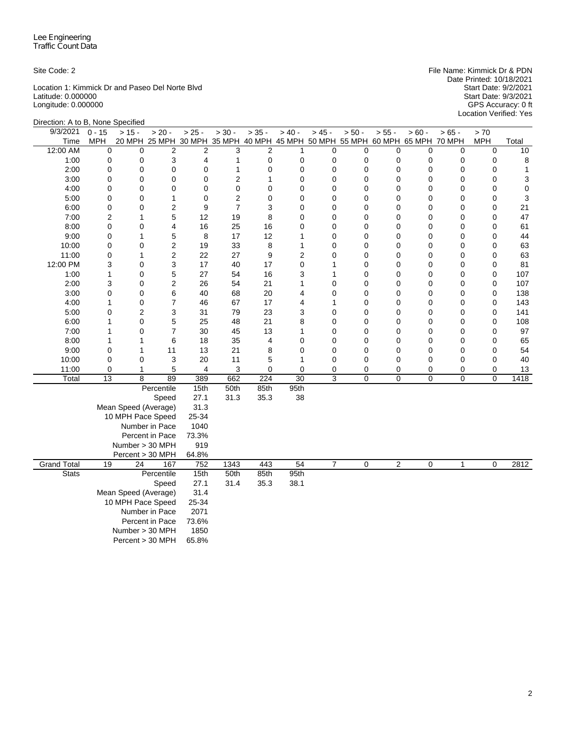Lee Engineering
Traffic Count Data

Site Code: 2

Location 1: Kimmick Dr and Paseo Del Norte Blvd
Latitude: 0.000000
Longitude: 0.000000

File Name: Kimmick Dr & PDN
Date Printed: 10/18/2021
Start Date: 9/2/2021
Start Date: 9/3/2021
GPS Accuracy: 0 ft
Location Verified: Yes

Direction: A to B, None Specified

| 9/3/2021 Time | 0 - 15 MPH | > 15 - 20 MPH | > 20 - 25 MPH | > 25 - 30 MPH | > 30 - 35 MPH | > 35 - 40 MPH | > 40 - 45 MPH | > 45 - 50 MPH | > 50 - 55 MPH | > 55 - 60 MPH | > 60 - 65 MPH | > 65 - 70 MPH | > 70 MPH | Total |
|---|---|---|---|---|---|---|---|---|---|---|---|---|---|---|
| 12:00 AM | 0 | 0 | 2 | 2 | 3 | 2 | 1 | 0 | 0 | 0 | 0 | 0 | 0 | 10 |
| 1:00 | 0 | 0 | 3 | 4 | 1 | 0 | 0 | 0 | 0 | 0 | 0 | 0 | 0 | 8 |
| 2:00 | 0 | 0 | 0 | 0 | 1 | 0 | 0 | 0 | 0 | 0 | 0 | 0 | 0 | 1 |
| 3:00 | 0 | 0 | 0 | 0 | 2 | 1 | 0 | 0 | 0 | 0 | 0 | 0 | 0 | 3 |
| 4:00 | 0 | 0 | 0 | 0 | 0 | 0 | 0 | 0 | 0 | 0 | 0 | 0 | 0 | 0 |
| 5:00 | 0 | 0 | 1 | 0 | 2 | 0 | 0 | 0 | 0 | 0 | 0 | 0 | 0 | 3 |
| 6:00 | 0 | 0 | 2 | 9 | 7 | 3 | 0 | 0 | 0 | 0 | 0 | 0 | 0 | 21 |
| 7:00 | 2 | 1 | 5 | 12 | 19 | 8 | 0 | 0 | 0 | 0 | 0 | 0 | 0 | 47 |
| 8:00 | 0 | 0 | 4 | 16 | 25 | 16 | 0 | 0 | 0 | 0 | 0 | 0 | 0 | 61 |
| 9:00 | 0 | 1 | 5 | 8 | 17 | 12 | 1 | 0 | 0 | 0 | 0 | 0 | 0 | 44 |
| 10:00 | 0 | 0 | 2 | 19 | 33 | 8 | 1 | 0 | 0 | 0 | 0 | 0 | 0 | 63 |
| 11:00 | 0 | 1 | 2 | 22 | 27 | 9 | 2 | 0 | 0 | 0 | 0 | 0 | 0 | 63 |
| 12:00 PM | 3 | 0 | 3 | 17 | 40 | 17 | 0 | 1 | 0 | 0 | 0 | 0 | 0 | 81 |
| 1:00 | 1 | 0 | 5 | 27 | 54 | 16 | 3 | 1 | 0 | 0 | 0 | 0 | 0 | 107 |
| 2:00 | 3 | 0 | 2 | 26 | 54 | 21 | 1 | 0 | 0 | 0 | 0 | 0 | 0 | 107 |
| 3:00 | 0 | 0 | 6 | 40 | 68 | 20 | 4 | 0 | 0 | 0 | 0 | 0 | 0 | 138 |
| 4:00 | 1 | 0 | 7 | 46 | 67 | 17 | 4 | 1 | 0 | 0 | 0 | 0 | 0 | 143 |
| 5:00 | 0 | 2 | 3 | 31 | 79 | 23 | 3 | 0 | 0 | 0 | 0 | 0 | 0 | 141 |
| 6:00 | 1 | 0 | 5 | 25 | 48 | 21 | 8 | 0 | 0 | 0 | 0 | 0 | 0 | 108 |
| 7:00 | 1 | 0 | 7 | 30 | 45 | 13 | 1 | 0 | 0 | 0 | 0 | 0 | 0 | 97 |
| 8:00 | 1 | 1 | 6 | 18 | 35 | 4 | 0 | 0 | 0 | 0 | 0 | 0 | 0 | 65 |
| 9:00 | 0 | 1 | 11 | 13 | 21 | 8 | 0 | 0 | 0 | 0 | 0 | 0 | 0 | 54 |
| 10:00 | 0 | 0 | 3 | 20 | 11 | 5 | 1 | 0 | 0 | 0 | 0 | 0 | 0 | 40 |
| 11:00 | 0 | 1 | 5 | 4 | 3 | 0 | 0 | 0 | 0 | 0 | 0 | 0 | 0 | 13 |
| Total | 13 | 8 | 89 | 389 | 662 | 224 | 30 | 3 | 0 | 0 | 0 | 0 | 0 | 1418 |
| | | | Percentile | 15th | 50th | 85th | 95th | | | | | | | |
| | | | Speed | 27.1 | 31.3 | 35.3 | 38 | | | | | | | |
| | | | Mean Speed (Average) | 31.3 | | | | | | | | | | |
| | | | 10 MPH Pace Speed | 25-34 | | | | | | | | | | |
| | | | Number in Pace | 1040 | | | | | | | | | | |
| | | | Percent in Pace | 73.3% | | | | | | | | | | |
| | | | Number > 30 MPH | 919 | | | | | | | | | | |
| | | | Percent > 30 MPH | 64.8% | | | | | | | | | | |
| Grand Total | 19 | 24 | 167 | 752 | 1343 | 443 | 54 | 7 | 0 | 2 | 0 | 1 | 0 | 2812 |
| Stats | | | Percentile | 15th | 50th | 85th | 95th | | | | | | | |
| | | | Speed | 27.1 | 31.4 | 35.3 | 38.1 | | | | | | | |
| | | | Mean Speed (Average) | 31.4 | | | | | | | | | | |
| | | | 10 MPH Pace Speed | 25-34 | | | | | | | | | | |
| | | | Number in Pace | 2071 | | | | | | | | | | |
| | | | Percent in Pace | 73.6% | | | | | | | | | | |
| | | | Number > 30 MPH | 1850 | | | | | | | | | | |
| | | | Percent > 30 MPH | 65.8% | | | | | | | | | | |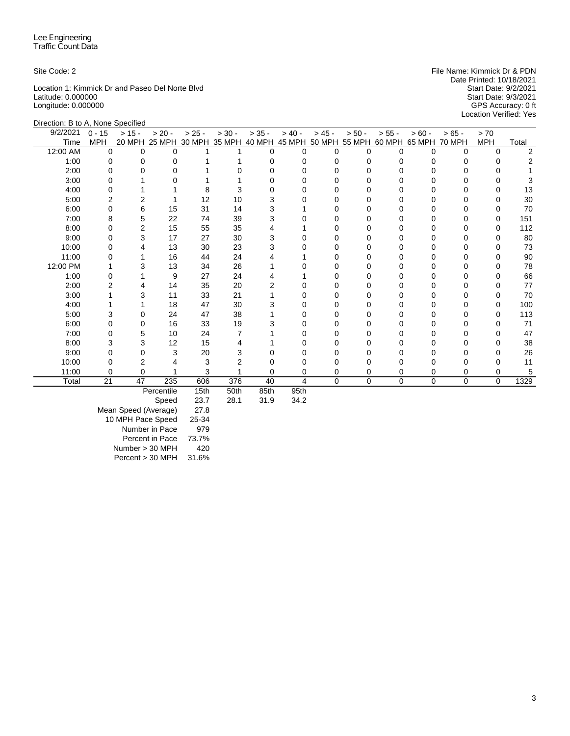Lee Engineering
Traffic Count Data

Site Code: 2

Location 1: Kimmick Dr and Paseo Del Norte Blvd
Latitude: 0.000000
Longitude: 0.000000

File Name: Kimmick Dr & PDN
Date Printed: 10/18/2021
Start Date: 9/2/2021
Start Date: 9/3/2021
GPS Accuracy: 0 ft
Location Verified: Yes

Direction: B to A, None Specified

| 9/2/2021 Time | 0 - 15 MPH | > 15 - 20 MPH | > 20 - 25 MPH | > 25 - 30 MPH | > 30 - 35 MPH | > 35 - 40 MPH | > 40 - 45 MPH | > 45 - 50 MPH | > 50 - 55 MPH | > 55 - 60 MPH | > 60 - 65 MPH | > 65 - 70 MPH | > 70 MPH | Total |
|---|---|---|---|---|---|---|---|---|---|---|---|---|---|---|
| 12:00 AM | 0 | 0 | 0 | 1 | 1 | 0 | 0 | 0 | 0 | 0 | 0 | 0 | 0 | 2 |
| 1:00 | 0 | 0 | 0 | 1 | 1 | 0 | 0 | 0 | 0 | 0 | 0 | 0 | 0 | 2 |
| 2:00 | 0 | 0 | 0 | 1 | 0 | 0 | 0 | 0 | 0 | 0 | 0 | 0 | 0 | 1 |
| 3:00 | 0 | 1 | 0 | 1 | 1 | 0 | 0 | 0 | 0 | 0 | 0 | 0 | 0 | 3 |
| 4:00 | 0 | 1 | 1 | 8 | 3 | 0 | 0 | 0 | 0 | 0 | 0 | 0 | 0 | 13 |
| 5:00 | 2 | 2 | 1 | 12 | 10 | 3 | 0 | 0 | 0 | 0 | 0 | 0 | 0 | 30 |
| 6:00 | 0 | 6 | 15 | 31 | 14 | 3 | 1 | 0 | 0 | 0 | 0 | 0 | 0 | 70 |
| 7:00 | 8 | 5 | 22 | 74 | 39 | 3 | 0 | 0 | 0 | 0 | 0 | 0 | 0 | 151 |
| 8:00 | 0 | 2 | 15 | 55 | 35 | 4 | 1 | 0 | 0 | 0 | 0 | 0 | 0 | 112 |
| 9:00 | 0 | 3 | 17 | 27 | 30 | 3 | 0 | 0 | 0 | 0 | 0 | 0 | 0 | 80 |
| 10:00 | 0 | 4 | 13 | 30 | 23 | 3 | 0 | 0 | 0 | 0 | 0 | 0 | 0 | 73 |
| 11:00 | 0 | 1 | 16 | 44 | 24 | 4 | 1 | 0 | 0 | 0 | 0 | 0 | 0 | 90 |
| 12:00 PM | 1 | 3 | 13 | 34 | 26 | 1 | 0 | 0 | 0 | 0 | 0 | 0 | 0 | 78 |
| 1:00 | 0 | 1 | 9 | 27 | 24 | 4 | 1 | 0 | 0 | 0 | 0 | 0 | 0 | 66 |
| 2:00 | 2 | 4 | 14 | 35 | 20 | 2 | 0 | 0 | 0 | 0 | 0 | 0 | 0 | 77 |
| 3:00 | 1 | 3 | 11 | 33 | 21 | 1 | 0 | 0 | 0 | 0 | 0 | 0 | 0 | 70 |
| 4:00 | 1 | 1 | 18 | 47 | 30 | 3 | 0 | 0 | 0 | 0 | 0 | 0 | 0 | 100 |
| 5:00 | 3 | 0 | 24 | 47 | 38 | 1 | 0 | 0 | 0 | 0 | 0 | 0 | 0 | 113 |
| 6:00 | 0 | 0 | 16 | 33 | 19 | 3 | 0 | 0 | 0 | 0 | 0 | 0 | 0 | 71 |
| 7:00 | 0 | 5 | 10 | 24 | 7 | 1 | 0 | 0 | 0 | 0 | 0 | 0 | 0 | 47 |
| 8:00 | 3 | 3 | 12 | 15 | 4 | 1 | 0 | 0 | 0 | 0 | 0 | 0 | 0 | 38 |
| 9:00 | 0 | 0 | 3 | 20 | 3 | 0 | 0 | 0 | 0 | 0 | 0 | 0 | 0 | 26 |
| 10:00 | 0 | 2 | 4 | 3 | 2 | 0 | 0 | 0 | 0 | 0 | 0 | 0 | 0 | 11 |
| 11:00 | 0 | 0 | 1 | 3 | 1 | 0 | 0 | 0 | 0 | 0 | 0 | 0 | 0 | 5 |
| Total | 21 | 47 | 235 | 606 | 376 | 40 | 4 | 0 | 0 | 0 | 0 | 0 | 0 | 1329 |

| | | | | |
|---|---|---|---|---|
| Percentile | 15th | 50th | 85th | 95th |
| Speed | 23.7 | 28.1 | 31.9 | 34.2 |
| Mean Speed (Average) | 27.8 | | | |
| 10 MPH Pace Speed | 25-34 | | | |
| Number in Pace | 979 | | | |
| Percent in Pace | 73.7% | | | |
| Number > 30 MPH | 420 | | | |
| Percent > 30 MPH | 31.6% | | | |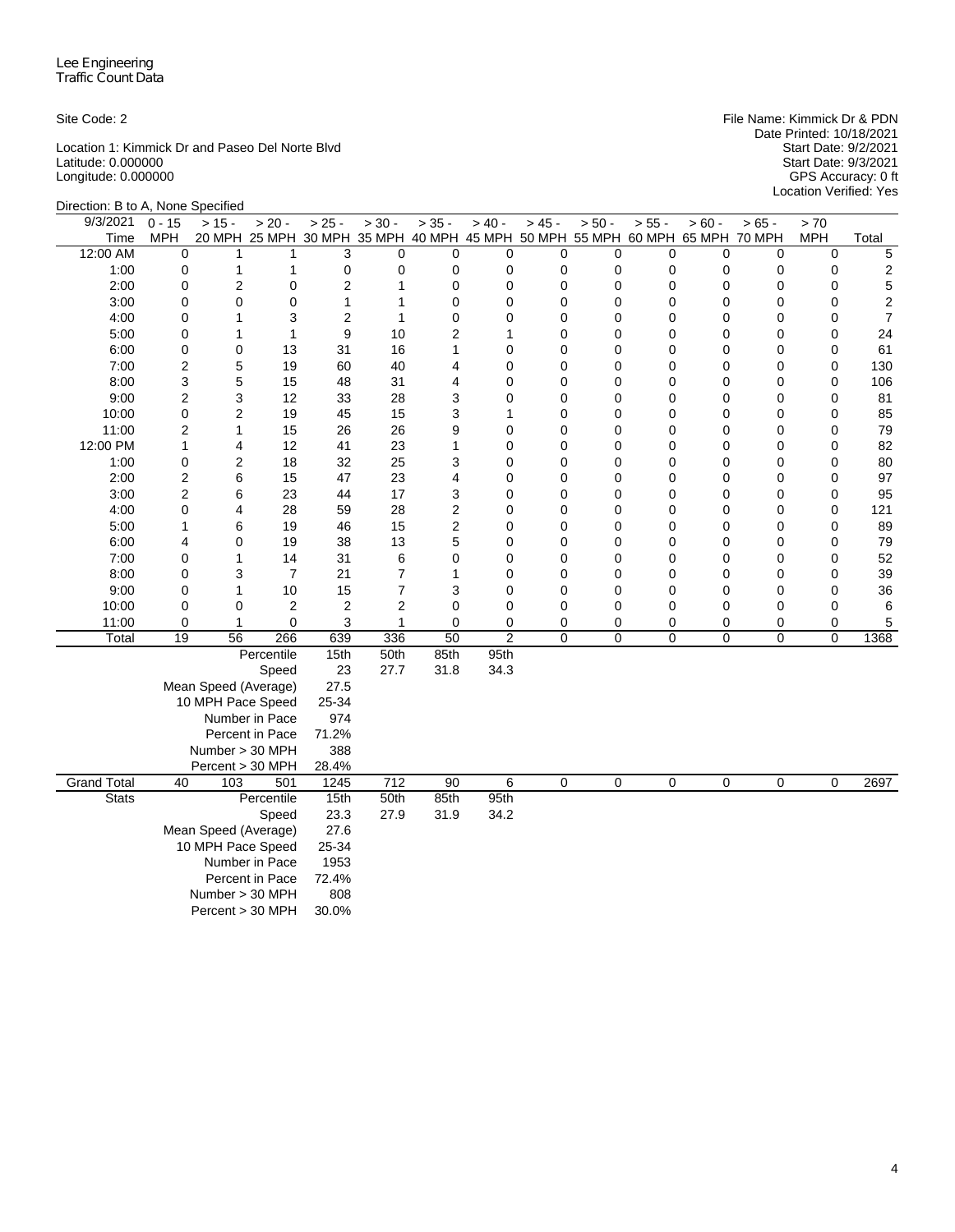Lee Engineering
Traffic Count Data

Site Code: 2

Location 1: Kimmick Dr and Paseo Del Norte Blvd
Latitude: 0.000000
Longitude: 0.000000

File Name: Kimmick Dr & PDN
Date Printed: 10/18/2021
Start Date: 9/2/2021
Start Date: 9/3/2021
GPS Accuracy: 0 ft
Location Verified: Yes

Direction: B to A, None Specified

| 9/3/2021 Time | 0 - 15 MPH | > 15 - 20 MPH | > 20 - 25 MPH | > 25 - 30 MPH | > 30 - 35 MPH | > 35 - 40 MPH | > 40 - 45 MPH | > 45 - 50 MPH | > 50 - 55 MPH | > 55 - 60 MPH | > 60 - 65 MPH | > 65 - 70 MPH | > 70 MPH | Total |
|---|---|---|---|---|---|---|---|---|---|---|---|---|---|---|
| 12:00 AM | 0 | 1 | 1 | 3 | 0 | 0 | 0 | 0 | 0 | 0 | 0 | 0 | 0 | 5 |
| 1:00 | 0 | 1 | 1 | 0 | 0 | 0 | 0 | 0 | 0 | 0 | 0 | 0 | 0 | 2 |
| 2:00 | 0 | 2 | 0 | 2 | 1 | 0 | 0 | 0 | 0 | 0 | 0 | 0 | 0 | 5 |
| 3:00 | 0 | 0 | 0 | 1 | 1 | 0 | 0 | 0 | 0 | 0 | 0 | 0 | 0 | 2 |
| 4:00 | 0 | 1 | 3 | 2 | 1 | 0 | 0 | 0 | 0 | 0 | 0 | 0 | 0 | 7 |
| 5:00 | 0 | 1 | 1 | 9 | 10 | 2 | 1 | 0 | 0 | 0 | 0 | 0 | 0 | 24 |
| 6:00 | 0 | 0 | 13 | 31 | 16 | 1 | 0 | 0 | 0 | 0 | 0 | 0 | 0 | 61 |
| 7:00 | 2 | 5 | 19 | 60 | 40 | 4 | 0 | 0 | 0 | 0 | 0 | 0 | 0 | 130 |
| 8:00 | 3 | 5 | 15 | 48 | 31 | 4 | 0 | 0 | 0 | 0 | 0 | 0 | 0 | 106 |
| 9:00 | 2 | 3 | 12 | 33 | 28 | 3 | 0 | 0 | 0 | 0 | 0 | 0 | 0 | 81 |
| 10:00 | 0 | 2 | 19 | 45 | 15 | 3 | 1 | 0 | 0 | 0 | 0 | 0 | 0 | 85 |
| 11:00 | 2 | 1 | 15 | 26 | 26 | 9 | 0 | 0 | 0 | 0 | 0 | 0 | 0 | 79 |
| 12:00 PM | 1 | 4 | 12 | 41 | 23 | 1 | 0 | 0 | 0 | 0 | 0 | 0 | 0 | 82 |
| 1:00 | 0 | 2 | 18 | 32 | 25 | 3 | 0 | 0 | 0 | 0 | 0 | 0 | 0 | 80 |
| 2:00 | 2 | 6 | 15 | 47 | 23 | 4 | 0 | 0 | 0 | 0 | 0 | 0 | 0 | 97 |
| 3:00 | 2 | 6 | 23 | 44 | 17 | 3 | 0 | 0 | 0 | 0 | 0 | 0 | 0 | 95 |
| 4:00 | 0 | 4 | 28 | 59 | 28 | 2 | 0 | 0 | 0 | 0 | 0 | 0 | 0 | 121 |
| 5:00 | 1 | 6 | 19 | 46 | 15 | 2 | 0 | 0 | 0 | 0 | 0 | 0 | 0 | 89 |
| 6:00 | 4 | 0 | 19 | 38 | 13 | 5 | 0 | 0 | 0 | 0 | 0 | 0 | 0 | 79 |
| 7:00 | 0 | 1 | 14 | 31 | 6 | 0 | 0 | 0 | 0 | 0 | 0 | 0 | 0 | 52 |
| 8:00 | 0 | 3 | 7 | 21 | 7 | 1 | 0 | 0 | 0 | 0 | 0 | 0 | 0 | 39 |
| 9:00 | 0 | 1 | 10 | 15 | 7 | 3 | 0 | 0 | 0 | 0 | 0 | 0 | 0 | 36 |
| 10:00 | 0 | 0 | 2 | 2 | 2 | 0 | 0 | 0 | 0 | 0 | 0 | 0 | 0 | 6 |
| 11:00 | 0 | 1 | 0 | 3 | 1 | 0 | 0 | 0 | 0 | 0 | 0 | 0 | 0 | 5 |
| Total | 19 | 56 | 266 | 639 | 336 | 50 | 2 | 0 | 0 | 0 | 0 | 0 | 0 | 1368 |
| | | | Percentile | 15th | 50th | 85th | 95th | | | | | | | |
| | | | Speed | 23 | 27.7 | 31.8 | 34.3 | | | | | | | |
| | | | Mean Speed (Average) | 27.5 | | | | | | | | | | |
| | | | 10 MPH Pace Speed | 25-34 | | | | | | | | | | |
| | | | Number in Pace | 974 | | | | | | | | | | |
| | | | Percent in Pace | 71.2% | | | | | | | | | | |
| | | | Number > 30 MPH | 388 | | | | | | | | | | |
| | | | Percent > 30 MPH | 28.4% | | | | | | | | | | |
| Grand Total | 40 | 103 | 501 | 1245 | 712 | 90 | 6 | 0 | 0 | 0 | 0 | 0 | 0 | 2697 |
| Stats | | | Percentile | 15th | 50th | 85th | 95th | | | | | | | |
| | | | Speed | 23.3 | 27.9 | 31.9 | 34.2 | | | | | | | |
| | | | Mean Speed (Average) | 27.6 | | | | | | | | | | |
| | | | 10 MPH Pace Speed | 25-34 | | | | | | | | | | |
| | | | Number in Pace | 1953 | | | | | | | | | | |
| | | | Percent in Pace | 72.4% | | | | | | | | | | |
| | | | Number > 30 MPH | 808 | | | | | | | | | | |
| | | | Percent > 30 MPH | 30.0% | | | | | | | | | | |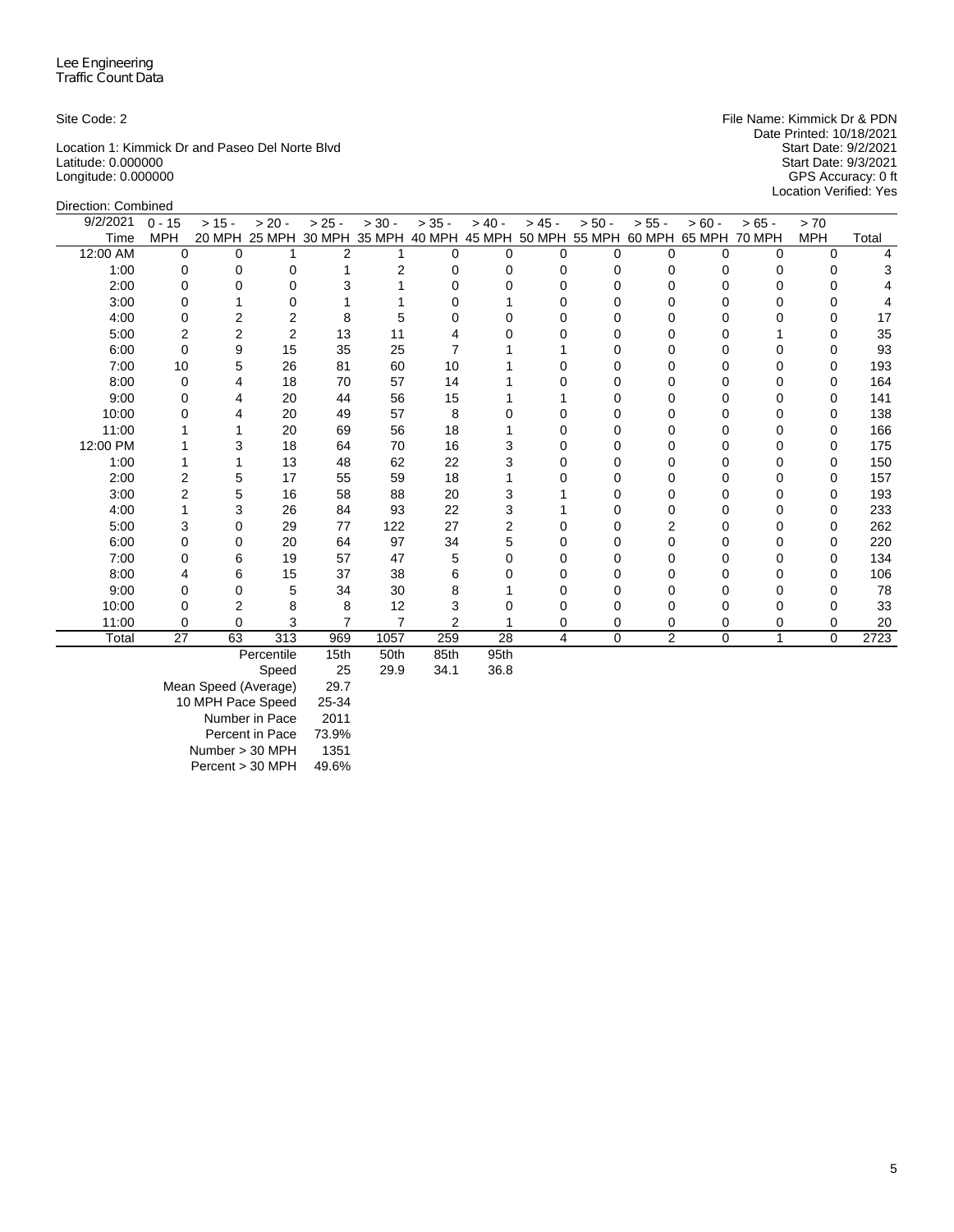Lee Engineering
Traffic Count Data

Site Code: 2

Location 1: Kimmick Dr and Paseo Del Norte Blvd
Latitude: 0.000000
Longitude: 0.000000

File Name: Kimmick Dr & PDN
Date Printed: 10/18/2021
Start Date: 9/2/2021
Start Date: 9/3/2021
GPS Accuracy: 0 ft
Location Verified: Yes

Direction: Combined

| 9/2/2021 Time | 0 - 15 MPH | > 15 - 20 MPH | > 20 - 25 MPH | > 25 - 30 MPH | > 30 - 35 MPH | > 35 - 40 MPH | > 40 - 45 MPH | > 45 - 50 MPH | > 50 - 55 MPH | > 55 - 60 MPH | > 60 - 65 MPH | > 65 - 70 MPH | > 70 MPH | Total |
|---|---|---|---|---|---|---|---|---|---|---|---|---|---|---|
| 12:00 AM | 0 | 0 | 1 | 2 | 1 | 0 | 0 | 0 | 0 | 0 | 0 | 0 | 0 | 4 |
| 1:00 | 0 | 0 | 0 | 1 | 2 | 0 | 0 | 0 | 0 | 0 | 0 | 0 | 0 | 3 |
| 2:00 | 0 | 0 | 0 | 3 | 1 | 0 | 0 | 0 | 0 | 0 | 0 | 0 | 0 | 4 |
| 3:00 | 0 | 1 | 0 | 1 | 1 | 0 | 1 | 0 | 0 | 0 | 0 | 0 | 0 | 4 |
| 4:00 | 0 | 2 | 2 | 8 | 5 | 0 | 0 | 0 | 0 | 0 | 0 | 0 | 0 | 17 |
| 5:00 | 2 | 2 | 2 | 13 | 11 | 4 | 0 | 0 | 0 | 0 | 0 | 1 | 0 | 35 |
| 6:00 | 0 | 9 | 15 | 35 | 25 | 7 | 1 | 1 | 0 | 0 | 0 | 0 | 0 | 93 |
| 7:00 | 10 | 5 | 26 | 81 | 60 | 10 | 1 | 0 | 0 | 0 | 0 | 0 | 0 | 193 |
| 8:00 | 0 | 4 | 18 | 70 | 57 | 14 | 1 | 0 | 0 | 0 | 0 | 0 | 0 | 164 |
| 9:00 | 0 | 4 | 20 | 44 | 56 | 15 | 1 | 1 | 0 | 0 | 0 | 0 | 0 | 141 |
| 10:00 | 0 | 4 | 20 | 49 | 57 | 8 | 0 | 0 | 0 | 0 | 0 | 0 | 0 | 138 |
| 11:00 | 1 | 1 | 20 | 69 | 56 | 18 | 1 | 0 | 0 | 0 | 0 | 0 | 0 | 166 |
| 12:00 PM | 1 | 3 | 18 | 64 | 70 | 16 | 3 | 0 | 0 | 0 | 0 | 0 | 0 | 175 |
| 1:00 | 1 | 1 | 13 | 48 | 62 | 22 | 3 | 0 | 0 | 0 | 0 | 0 | 0 | 150 |
| 2:00 | 2 | 5 | 17 | 55 | 59 | 18 | 1 | 0 | 0 | 0 | 0 | 0 | 0 | 157 |
| 3:00 | 2 | 5 | 16 | 58 | 88 | 20 | 3 | 1 | 0 | 0 | 0 | 0 | 0 | 193 |
| 4:00 | 1 | 3 | 26 | 84 | 93 | 22 | 3 | 1 | 0 | 0 | 0 | 0 | 0 | 233 |
| 5:00 | 3 | 0 | 29 | 77 | 122 | 27 | 2 | 0 | 0 | 2 | 0 | 0 | 0 | 262 |
| 6:00 | 0 | 0 | 20 | 64 | 97 | 34 | 5 | 0 | 0 | 0 | 0 | 0 | 0 | 220 |
| 7:00 | 0 | 6 | 19 | 57 | 47 | 5 | 0 | 0 | 0 | 0 | 0 | 0 | 0 | 134 |
| 8:00 | 4 | 6 | 15 | 37 | 38 | 6 | 0 | 0 | 0 | 0 | 0 | 0 | 0 | 106 |
| 9:00 | 0 | 0 | 5 | 34 | 30 | 8 | 1 | 0 | 0 | 0 | 0 | 0 | 0 | 78 |
| 10:00 | 0 | 2 | 8 | 8 | 12 | 3 | 0 | 0 | 0 | 0 | 0 | 0 | 0 | 33 |
| 11:00 | 0 | 0 | 3 | 7 | 7 | 2 | 1 | 0 | 0 | 0 | 0 | 0 | 0 | 20 |
| Total | 27 | 63 | 313 | 969 | 1057 | 259 | 28 | 4 | 0 | 2 | 0 | 1 | 0 | 2723 |

| Percentile | 15th | 50th | 85th | 95th |
|---|---|---|---|---|
| Speed | 25 | 29.9 | 34.1 | 36.8 |

| | |
|---|---|
| Mean Speed (Average) | 29.7 |
| 10 MPH Pace Speed | 25-34 |
| Number in Pace | 2011 |
| Percent in Pace | 73.9% |
| Number > 30 MPH | 1351 |
| Percent > 30 MPH | 49.6% |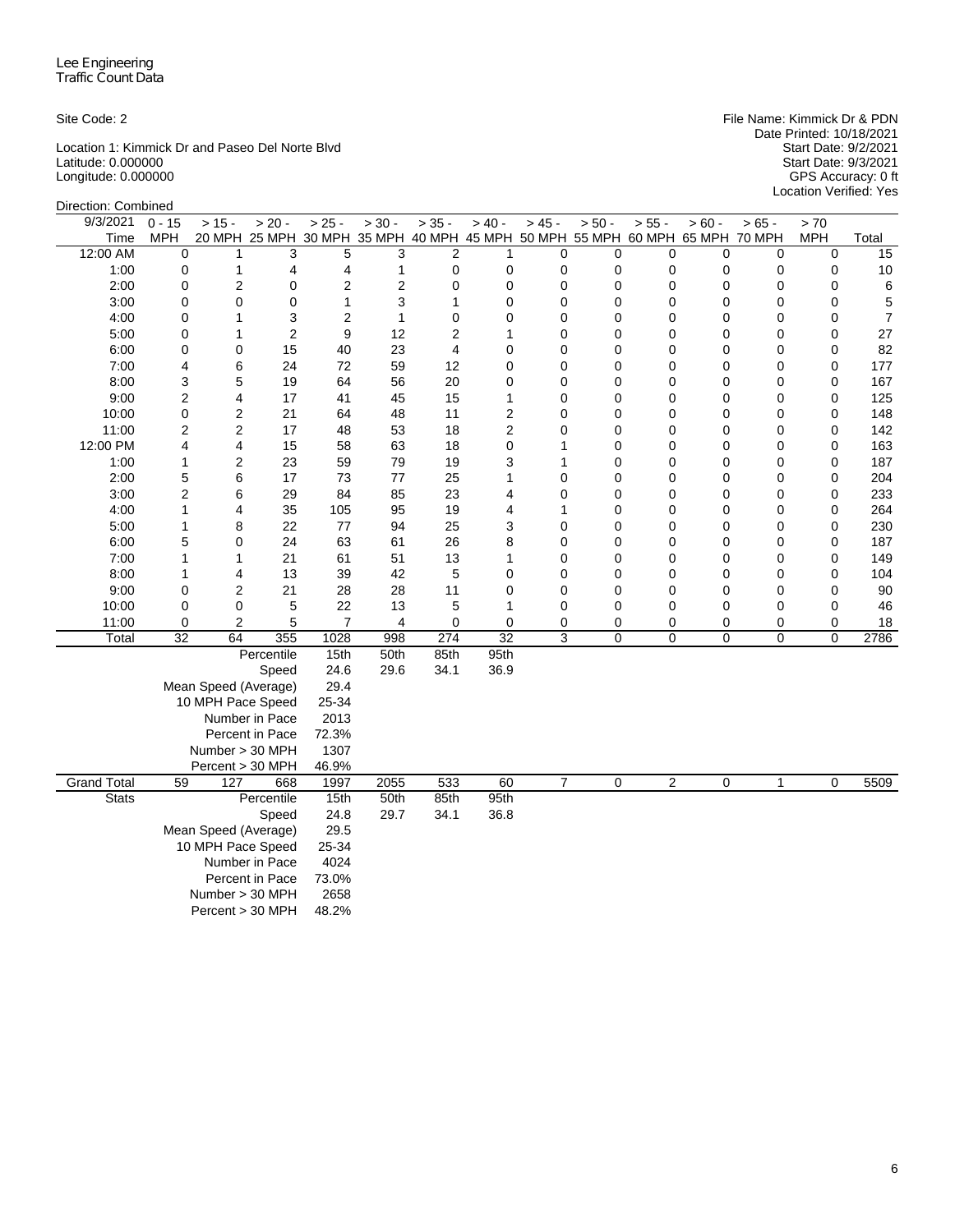Lee Engineering
Traffic Count Data

Site Code: 2

Location 1: Kimmick Dr and Paseo Del Norte Blvd
Latitude: 0.000000
Longitude: 0.000000

File Name: Kimmick Dr & PDN
Date Printed: 10/18/2021
Start Date: 9/2/2021
Start Date: 9/3/2021
GPS Accuracy: 0 ft
Location Verified: Yes

Direction: Combined

| 9/3/2021 Time | 0 - 15 MPH | > 15 - 20 MPH | > 20 - 25 MPH | > 25 - 30 MPH | > 30 - 35 MPH | > 35 - 40 MPH | > 40 - 45 MPH | > 45 - 50 MPH | > 50 - 55 MPH | > 55 - 60 MPH | > 60 - 65 MPH | > 65 - 70 MPH | > 70 MPH | Total |
|---|---|---|---|---|---|---|---|---|---|---|---|---|---|---|
| 12:00 AM | 0 | 1 | 3 | 5 | 3 | 2 | 1 | 0 | 0 | 0 | 0 | 0 | 0 | 15 |
| 1:00 | 0 | 1 | 4 | 4 | 1 | 0 | 0 | 0 | 0 | 0 | 0 | 0 | 0 | 10 |
| 2:00 | 0 | 2 | 0 | 2 | 2 | 0 | 0 | 0 | 0 | 0 | 0 | 0 | 0 | 6 |
| 3:00 | 0 | 0 | 0 | 1 | 3 | 1 | 0 | 0 | 0 | 0 | 0 | 0 | 0 | 5 |
| 4:00 | 0 | 1 | 3 | 2 | 1 | 0 | 0 | 0 | 0 | 0 | 0 | 0 | 0 | 7 |
| 5:00 | 0 | 1 | 2 | 9 | 12 | 2 | 1 | 0 | 0 | 0 | 0 | 0 | 0 | 27 |
| 6:00 | 0 | 0 | 15 | 40 | 23 | 4 | 0 | 0 | 0 | 0 | 0 | 0 | 0 | 82 |
| 7:00 | 4 | 6 | 24 | 72 | 59 | 12 | 0 | 0 | 0 | 0 | 0 | 0 | 0 | 177 |
| 8:00 | 3 | 5 | 19 | 64 | 56 | 20 | 0 | 0 | 0 | 0 | 0 | 0 | 0 | 167 |
| 9:00 | 2 | 4 | 17 | 41 | 45 | 15 | 1 | 0 | 0 | 0 | 0 | 0 | 0 | 125 |
| 10:00 | 0 | 2 | 21 | 64 | 48 | 11 | 2 | 0 | 0 | 0 | 0 | 0 | 0 | 148 |
| 11:00 | 2 | 2 | 17 | 48 | 53 | 18 | 2 | 0 | 0 | 0 | 0 | 0 | 0 | 142 |
| 12:00 PM | 4 | 4 | 15 | 58 | 63 | 18 | 0 | 1 | 0 | 0 | 0 | 0 | 0 | 163 |
| 1:00 | 1 | 2 | 23 | 59 | 79 | 19 | 3 | 1 | 0 | 0 | 0 | 0 | 0 | 187 |
| 2:00 | 5 | 6 | 17 | 73 | 77 | 25 | 1 | 0 | 0 | 0 | 0 | 0 | 0 | 204 |
| 3:00 | 2 | 6 | 29 | 84 | 85 | 23 | 4 | 0 | 0 | 0 | 0 | 0 | 0 | 233 |
| 4:00 | 1 | 4 | 35 | 105 | 95 | 19 | 4 | 1 | 0 | 0 | 0 | 0 | 0 | 264 |
| 5:00 | 1 | 8 | 22 | 77 | 94 | 25 | 3 | 0 | 0 | 0 | 0 | 0 | 0 | 230 |
| 6:00 | 5 | 0 | 24 | 63 | 61 | 26 | 8 | 0 | 0 | 0 | 0 | 0 | 0 | 187 |
| 7:00 | 1 | 1 | 21 | 61 | 51 | 13 | 1 | 0 | 0 | 0 | 0 | 0 | 0 | 149 |
| 8:00 | 1 | 4 | 13 | 39 | 42 | 5 | 0 | 0 | 0 | 0 | 0 | 0 | 0 | 104 |
| 9:00 | 0 | 2 | 21 | 28 | 28 | 11 | 0 | 0 | 0 | 0 | 0 | 0 | 0 | 90 |
| 10:00 | 0 | 0 | 5 | 22 | 13 | 5 | 1 | 0 | 0 | 0 | 0 | 0 | 0 | 46 |
| 11:00 | 0 | 2 | 5 | 7 | 4 | 0 | 0 | 0 | 0 | 0 | 0 | 0 | 0 | 18 |
| Total | 32 | 64 | 355 | 1028 | 998 | 274 | 32 | 3 | 0 | 0 | 0 | 0 | 0 | 2786 |
| | | | Percentile | 15th | 50th | 85th | 95th | | | | | | | |
| | | | Speed | 24.6 | 29.6 | 34.1 | 36.9 | | | | | | | |
| | | | Mean Speed (Average) | 29.4 | | | | | | | | | | |
| | | | 10 MPH Pace Speed | 25-34 | | | | | | | | | | |
| | | | Number in Pace | 2013 | | | | | | | | | | |
| | | | Percent in Pace | 72.3% | | | | | | | | | | |
| | | | Number > 30 MPH | 1307 | | | | | | | | | | |
| | | | Percent > 30 MPH | 46.9% | | | | | | | | | | |
| Grand Total | 59 | 127 | 668 | 1997 | 2055 | 533 | 60 | 7 | 0 | 2 | 0 | 1 | 0 | 5509 |
| Stats | | | Percentile | 15th | 50th | 85th | 95th | | | | | | | |
| | | | Speed | 24.8 | 29.7 | 34.1 | 36.8 | | | | | | | |
| | | | Mean Speed (Average) | 29.5 | | | | | | | | | | |
| | | | 10 MPH Pace Speed | 25-34 | | | | | | | | | | |
| | | | Number in Pace | 4024 | | | | | | | | | | |
| | | | Percent in Pace | 73.0% | | | | | | | | | | |
| | | | Number > 30 MPH | 2658 | | | | | | | | | | |
| | | | Percent > 30 MPH | 48.2% | | | | | | | | | | |